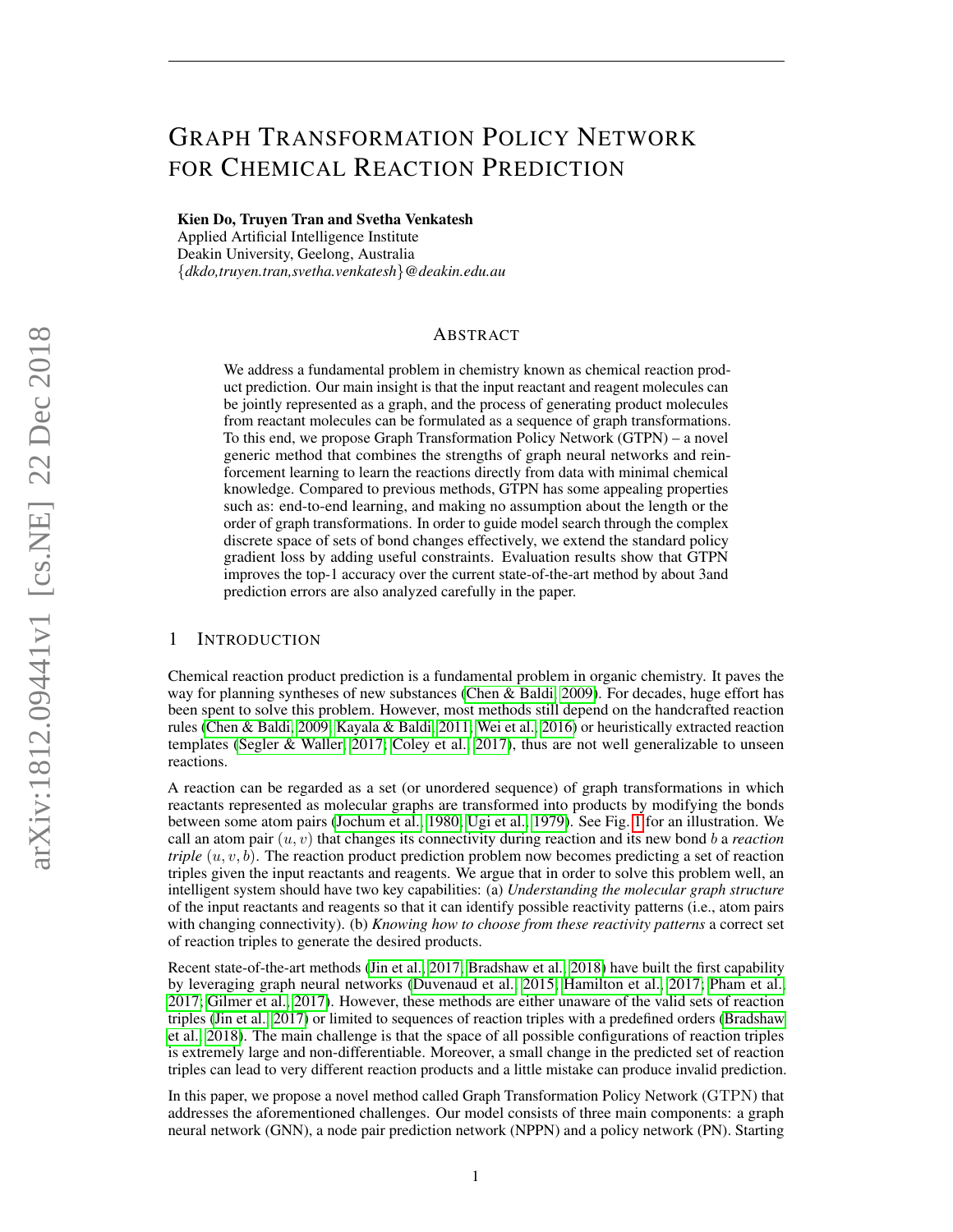# GRAPH TRANSFORMATION POLICY NETWORK FOR CHEMICAL REACTION PREDICTION

**Kien Do, Truyen Tran and Svetha Venkatesh**
Applied Artificial Intelligence Institute
Deakin University, Geelong, Australia
{*dkdo,truyen.tran,svetha.venkatesh*}*@deakin.edu.au*

## ABSTRACT

We address a fundamental problem in chemistry known as chemical reaction product prediction. Our main insight is that the input reactant and reagent molecules can be jointly represented as a graph, and the process of generating product molecules from reactant molecules can be formulated as a sequence of graph transformations. To this end, we propose Graph Transformation Policy Network (GTPN) – a novel generic method that combines the strengths of graph neural networks and reinforcement learning to learn the reactions directly from data with minimal chemical knowledge. Compared to previous methods, GTPN has some appealing properties such as: end-to-end learning, and making no assumption about the length or the order of graph transformations. In order to guide model search through the complex discrete space of sets of bond changes effectively, we extend the standard policy gradient loss by adding useful constraints. Evaluation results show that GTPN improves the top-1 accuracy over the current state-of-the-art method by about 3and prediction errors are also analyzed carefully in the paper.

## 1 INTRODUCTION

Chemical reaction product prediction is a fundamental problem in organic chemistry. It paves the way for planning syntheses of new substances (Chen & Baldi, 2009). For decades, huge effort has been spent to solve this problem. However, most methods still depend on the handcrafted reaction rules (Chen & Baldi, 2009; Kayala & Baldi, 2011; Wei et al., 2016) or heuristically extracted reaction templates (Segler & Waller, 2017; Coley et al., 2017), thus are not well generalizable to unseen reactions.

A reaction can be regarded as a set (or unordered sequence) of graph transformations in which reactants represented as molecular graphs are transformed into products by modifying the bonds between some atom pairs (Jochum et al., 1980; Ugi et al., 1979). See Fig. 1 for an illustration. We call an atom pair $(u, v)$ that changes its connectivity during reaction and its new bond $b$ a *reaction triple* $(u, v, b)$. The reaction product prediction problem now becomes predicting a set of reaction triples given the input reactants and reagents. We argue that in order to solve this problem well, an intelligent system should have two key capabilities: (a) *Understanding the molecular graph structure* of the input reactants and reagents so that it can identify possible reactivity patterns (i.e., atom pairs with changing connectivity). (b) *Knowing how to choose from these reactivity patterns* a correct set of reaction triples to generate the desired products.

Recent state-of-the-art methods (Jin et al., 2017; Bradshaw et al., 2018) have built the first capability by leveraging graph neural networks (Duvenaud et al., 2015; Hamilton et al., 2017; Pham et al., 2017; Gilmer et al., 2017). However, these methods are either unaware of the valid sets of reaction triples (Jin et al., 2017) or limited to sequences of reaction triples with a predefined orders (Bradshaw et al., 2018). The main challenge is that the space of all possible configurations of reaction triples is extremely large and non-differentiable. Moreover, a small change in the predicted set of reaction triples can lead to very different reaction products and a little mistake can produce invalid prediction.

In this paper, we propose a novel method called Graph Transformation Policy Network (GTPN) that addresses the aforementioned challenges. Our model consists of three main components: a graph neural network (GNN), a node pair prediction network (NPPN) and a policy network (PN). Starting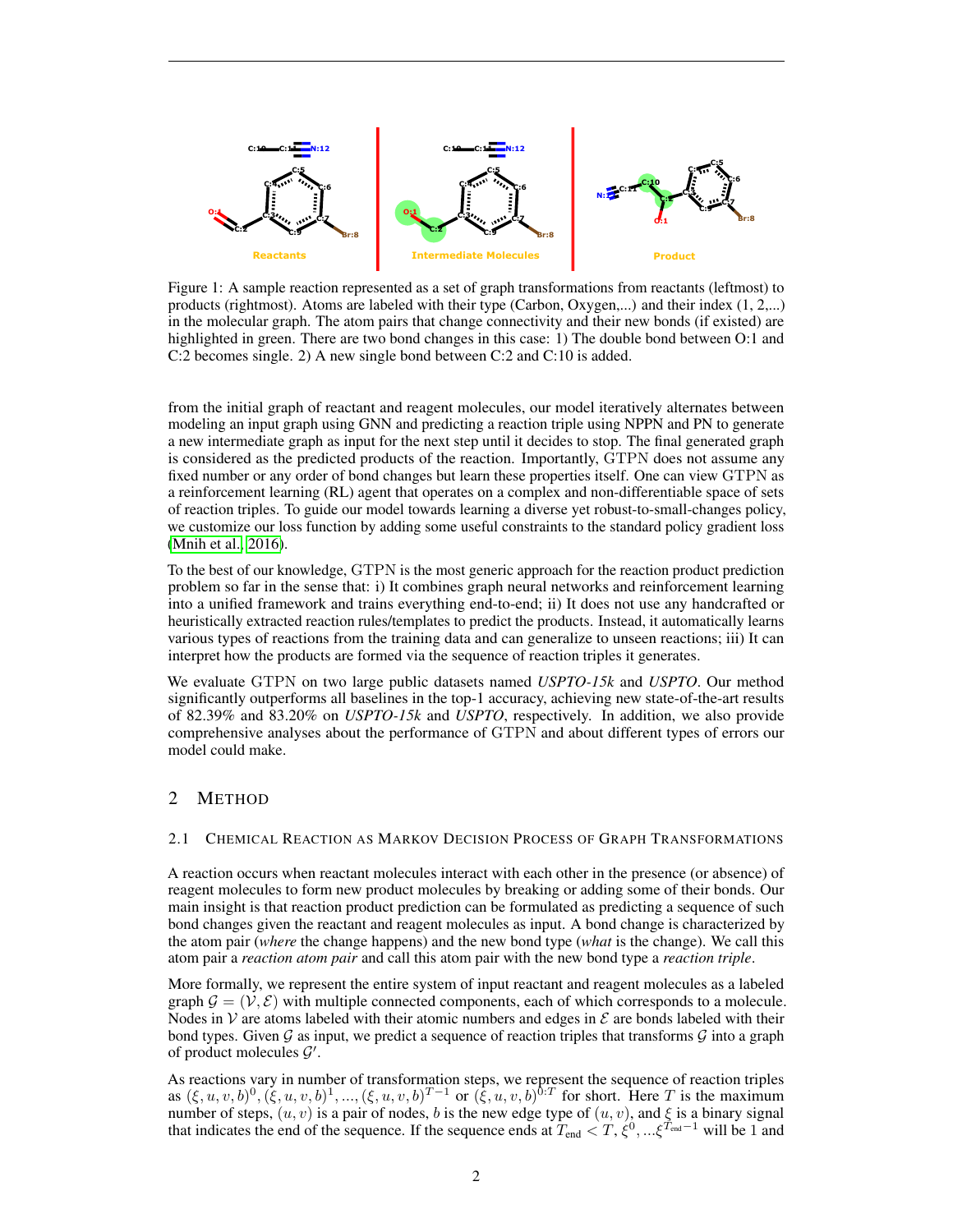Figure 1: A sample reaction represented as a set of graph transformations from reactants (leftmost) to products (rightmost). Atoms are labeled with their type (Carbon, Oxygen,...) and their index (1, 2,...) in the molecular graph. The atom pairs that change connectivity and their new bonds (if existed) are highlighted in green. There are two bond changes in this case: 1) The double bond between O:1 and C:2 becomes single. 2) A new single bond between C:2 and C:10 is added.

from the initial graph of reactant and reagent molecules, our model iteratively alternates between modeling an input graph using GNN and predicting a reaction triple using NPPN and PN to generate a new intermediate graph as input for the next step until it decides to stop. The final generated graph is considered as the predicted products of the reaction. Importantly, GTPN does not assume any fixed number or any order of bond changes but learn these properties itself. One can view GTPN as a reinforcement learning (RL) agent that operates on a complex and non-differentiable space of sets of reaction triples. To guide our model towards learning a diverse yet robust-to-small-changes policy, we customize our loss function by adding some useful constraints to the standard policy gradient loss (Mnih et al., 2016).

To the best of our knowledge, GTPN is the most generic approach for the reaction product prediction problem so far in the sense that: i) It combines graph neural networks and reinforcement learning into a unified framework and trains everything end-to-end; ii) It does not use any handcrafted or heuristically extracted reaction rules/templates to predict the products. Instead, it automatically learns various types of reactions from the training data and can generalize to unseen reactions; iii) It can interpret how the products are formed via the sequence of reaction triples it generates.

We evaluate GTPN on two large public datasets named *USPTO-15k* and *USPTO*. Our method significantly outperforms all baselines in the top-1 accuracy, achieving new state-of-the-art results of 82.39% and 83.20% on *USPTO-15k* and *USPTO*, respectively. In addition, we also provide comprehensive analyses about the performance of GTPN and about different types of errors our model could make.

## 2 Method

### 2.1 Chemical Reaction as Markov Decision Process of Graph Transformations

A reaction occurs when reactant molecules interact with each other in the presence (or absence) of reagent molecules to form new product molecules by breaking or adding some of their bonds. Our main insight is that reaction product prediction can be formulated as predicting a sequence of such bond changes given the reactant and reagent molecules as input. A bond change is characterized by the atom pair (*where* the change happens) and the new bond type (*what* is the change). We call this atom pair a *reaction atom pair* and call this atom pair with the new bond type a *reaction triple*.

More formally, we represent the entire system of input reactant and reagent molecules as a labeled graph $\mathcal{G} = (\mathcal{V}, \mathcal{E})$ with multiple connected components, each of which corresponds to a molecule. Nodes in $\mathcal{V}$ are atoms labeled with their atomic numbers and edges in $\mathcal{E}$ are bonds labeled with their bond types. Given $\mathcal{G}$ as input, we predict a sequence of reaction triples that transforms $\mathcal{G}$ into a graph of product molecules $\mathcal{G}'$.

As reactions vary in number of transformation steps, we represent the sequence of reaction triples as $(\xi, u, v, b)^0, (\xi, u, v, b)^1, ..., (\xi, u, v, b)^{T-1}$ or $(\xi, u, v, b)^{0:T}$ for short. Here $T$ is the maximum number of steps, $(u, v)$ is a pair of nodes, $b$ is the new edge type of $(u, v)$, and $\xi$ is a binary signal that indicates the end of the sequence. If the sequence ends at $T_{\text{end}} < T$, $\xi^0, ...\xi^{T_{\text{end}}-1}$ will be 1 and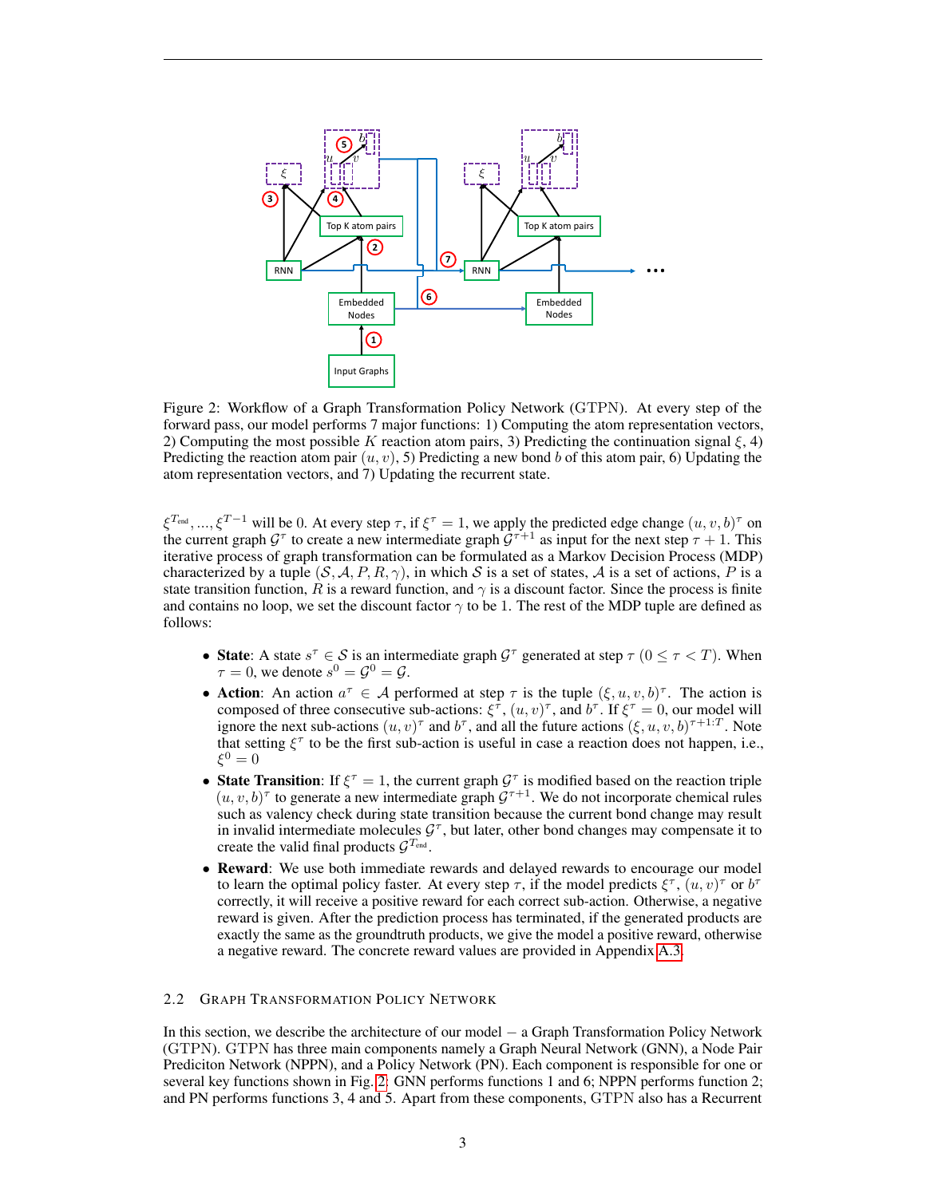Figure 2: Workflow of a Graph Transformation Policy Network (GTPN). At every step of the forward pass, our model performs 7 major functions: 1) Computing the atom representation vectors, 2) Computing the most possible $K$ reaction atom pairs, 3) Predicting the continuation signal $\xi$, 4) Predicting the reaction atom pair $(u, v)$, 5) Predicting a new bond $b$ of this atom pair, 6) Updating the atom representation vectors, and 7) Updating the recurrent state.

$\xi^{T_{\text{end}}}, ..., \xi^{T-1}$ will be 0. At every step $\tau$, if $\xi^{\tau} = 1$, we apply the predicted edge change $(u, v, b)^{\tau}$ on the current graph $\mathcal{G}^{\tau}$ to create a new intermediate graph $\mathcal{G}^{\tau+1}$ as input for the next step $\tau + 1$. This iterative process of graph transformation can be formulated as a Markov Decision Process (MDP) characterized by a tuple $(\mathcal{S}, \mathcal{A}, P, R, \gamma)$, in which $\mathcal{S}$ is a set of states, $\mathcal{A}$ is a set of actions, $P$ is a state transition function, $R$ is a reward function, and $\gamma$ is a discount factor. Since the process is finite and contains no loop, we set the discount factor $\gamma$ to be 1. The rest of the MDP tuple are defined as follows:

- **State**: A state $s^{\tau} \in \mathcal{S}$ is an intermediate graph $\mathcal{G}^{\tau}$ generated at step $\tau$ $(0 \leq \tau < T)$. When $\tau = 0$, we denote $s^0 = \mathcal{G}^0 = \mathcal{G}$.
- **Action**: An action $a^{\tau} \in \mathcal{A}$ performed at step $\tau$ is the tuple $(\xi, u, v, b)^{\tau}$. The action is composed of three consecutive sub-actions: $\xi^{\tau}$, $(u, v)^{\tau}$, and $b^{\tau}$. If $\xi^{\tau} = 0$, our model will ignore the next sub-actions $(u, v)^{\tau}$ and $b^{\tau}$, and all the future actions $(\xi, u, v, b)^{\tau+1:T}$. Note that setting $\xi^{\tau}$ to be the first sub-action is useful in case a reaction does not happen, i.e., $\xi^0 = 0$
- **State Transition**: If $\xi^{\tau} = 1$, the current graph $\mathcal{G}^{\tau}$ is modified based on the reaction triple $(u, v, b)^{\tau}$ to generate a new intermediate graph $\mathcal{G}^{\tau+1}$. We do not incorporate chemical rules such as valency check during state transition because the current bond change may result in invalid intermediate molecules $\mathcal{G}^{\tau}$, but later, other bond changes may compensate it to create the valid final products $\mathcal{G}^{T_{\text{end}}}$.
- **Reward**: We use both immediate rewards and delayed rewards to encourage our model to learn the optimal policy faster. At every step $\tau$, if the model predicts $\xi^{\tau}$, $(u, v)^{\tau}$ or $b^{\tau}$ correctly, it will receive a positive reward for each correct sub-action. Otherwise, a negative reward is given. After the prediction process has terminated, if the generated products are exactly the same as the groundtruth products, we give the model a positive reward, otherwise a negative reward. The concrete reward values are provided in Appendix A.3.

### 2.2 Graph Transformation Policy Network

In this section, we describe the architecture of our model – a Graph Transformation Policy Network (GTPN). GTPN has three main components namely a Graph Neural Network (GNN), a Node Pair Prediciton Network (NPPN), and a Policy Network (PN). Each component is responsible for one or several key functions shown in Fig. 2: GNN performs functions 1 and 6; NPPN performs function 2; and PN performs functions 3, 4 and 5. Apart from these components, GTPN also has a Recurrent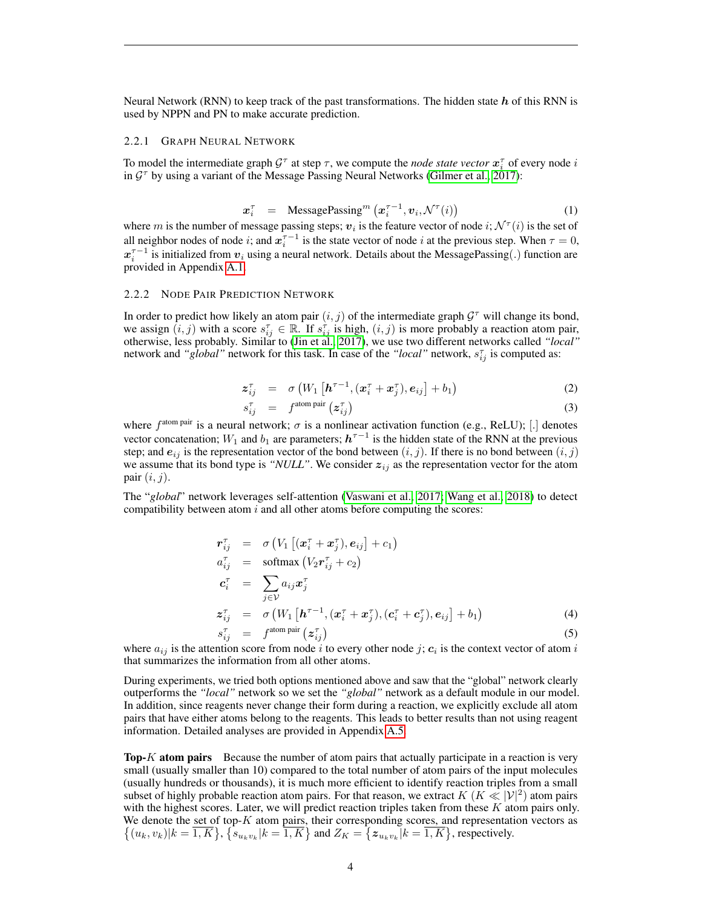Neural Network (RNN) to keep track of the past transformations. The hidden state $\boldsymbol{h}$ of this RNN is used by NPPN and PN to make accurate prediction.

#### 2.2.1 Graph Neural Network

To model the intermediate graph $\mathcal{G}^\tau$ at step $\tau$, we compute the *node state vector* $\boldsymbol{x}_i^\tau$ of every node $i$ in $\mathcal{G}^\tau$ by using a variant of the Message Passing Neural Networks (Gilmer et al., 2017):

$$\boldsymbol{x}_i^\tau = \text{MessagePassing}^m\left(\boldsymbol{x}_i^{\tau-1}, \boldsymbol{v}_i, \mathcal{N}^\tau(i)\right) \tag{1}$$

where $m$ is the number of message passing steps; $\boldsymbol{v}_i$ is the feature vector of node $i$; $\mathcal{N}^\tau(i)$ is the set of all neighbor nodes of node $i$; and $\boldsymbol{x}_i^{\tau-1}$ is the state vector of node $i$ at the previous step. When $\tau = 0$, $\boldsymbol{x}_i^{\tau-1}$ is initialized from $\boldsymbol{v}_i$ using a neural network. Details about the MessagePassing(.) function are provided in Appendix A.1.

#### 2.2.2 Node Pair Prediction Network

In order to predict how likely an atom pair $(i, j)$ of the intermediate graph $\mathcal{G}^\tau$ will change its bond, we assign $(i, j)$ with a score $s_{ij}^\tau \in \mathbb{R}$. If $s_{ij}^\tau$ is high, $(i, j)$ is more probably a reaction atom pair, otherwise, less probably. Similar to (Jin et al., 2017), we use two different networks called *"local"* network and *"global"* network for this task. In case of the *"local"* network, $s_{ij}^\tau$ is computed as:

$$\boldsymbol{z}_{ij}^\tau = \sigma\left(W_1\left[\boldsymbol{h}^{\tau-1}, (\boldsymbol{x}_i^\tau + \boldsymbol{x}_j^\tau), \boldsymbol{e}_{ij}\right] + b_1\right) \tag{2}$$

$$s_{ij}^\tau = f^{\text{atom pair}}\left(\boldsymbol{z}_{ij}^\tau\right) \tag{3}$$

where $f^{\text{atom pair}}$ is a neural network; $\sigma$ is a nonlinear activation function (e.g., ReLU); $[.]$ denotes vector concatenation; $W_1$ and $b_1$ are parameters; $\boldsymbol{h}^{\tau-1}$ is the hidden state of the RNN at the previous step; and $\boldsymbol{e}_{ij}$ is the representation vector of the bond between $(i, j)$. If there is no bond between $(i, j)$ we assume that its bond type is *"NULL"*. We consider $\boldsymbol{z}_{ij}$ as the representation vector for the atom pair $(i, j)$.

The "*global*" network leverages self-attention (Vaswani et al., 2017; Wang et al., 2018) to detect compatibility between atom $i$ and all other atoms before computing the scores:

$$\begin{aligned}
\boldsymbol{r}_{ij}^\tau &= \sigma\left(V_1\left[(\boldsymbol{x}_i^\tau + \boldsymbol{x}_j^\tau), \boldsymbol{e}_{ij}\right] + c_1\right) \\
a_{ij}^\tau &= \text{softmax}\left(V_2 \boldsymbol{r}_{ij}^\tau + c_2\right) \\
\boldsymbol{c}_i^\tau &= \sum_{j \in \mathcal{V}} a_{ij} \boldsymbol{x}_j^\tau \\
\boldsymbol{z}_{ij}^\tau &= \sigma\left(W_1\left[\boldsymbol{h}^{\tau-1}, (\boldsymbol{x}_i^\tau + \boldsymbol{x}_j^\tau), (\boldsymbol{c}_i^\tau + \boldsymbol{c}_j^\tau), \boldsymbol{e}_{ij}\right] + b_1\right) &(4) \\
s_{ij}^\tau &= f^{\text{atom pair}}\left(\boldsymbol{z}_{ij}^\tau\right) &(5)
\end{aligned}$$

where $a_{ij}$ is the attention score from node $i$ to every other node $j$; $\boldsymbol{c}_i$ is the context vector of atom $i$ that summarizes the information from all other atoms.

During experiments, we tried both options mentioned above and saw that the "global" network clearly outperforms the *"local"* network so we set the *"global"* network as a default module in our model. In addition, since reagents never change their form during a reaction, we explicitly exclude all atom pairs that have either atoms belong to the reagents. This leads to better results than not using reagent information. Detailed analyses are provided in Appendix A.5.

**Top-$K$ atom pairs** Because the number of atom pairs that actually participate in a reaction is very small (usually smaller than 10) compared to the total number of atom pairs of the input molecules (usually hundreds or thousands), it is much more efficient to identify reaction triples from a small subset of highly probable reaction atom pairs. For that reason, we extract $K$ ($K \ll |\mathcal{V}|^2$) atom pairs with the highest scores. Later, we will predict reaction triples taken from these $K$ atom pairs only. We denote the set of top-$K$ atom pairs, their corresponding scores, and representation vectors as $\left\{(u_k, v_k)|k = \overline{1, K}\right\}$, $\left\{s_{u_k v_k}|k = \overline{1, K}\right\}$ and $Z_K = \left\{\boldsymbol{z}_{u_k v_k}|k = \overline{1, K}\right\}$, respectively.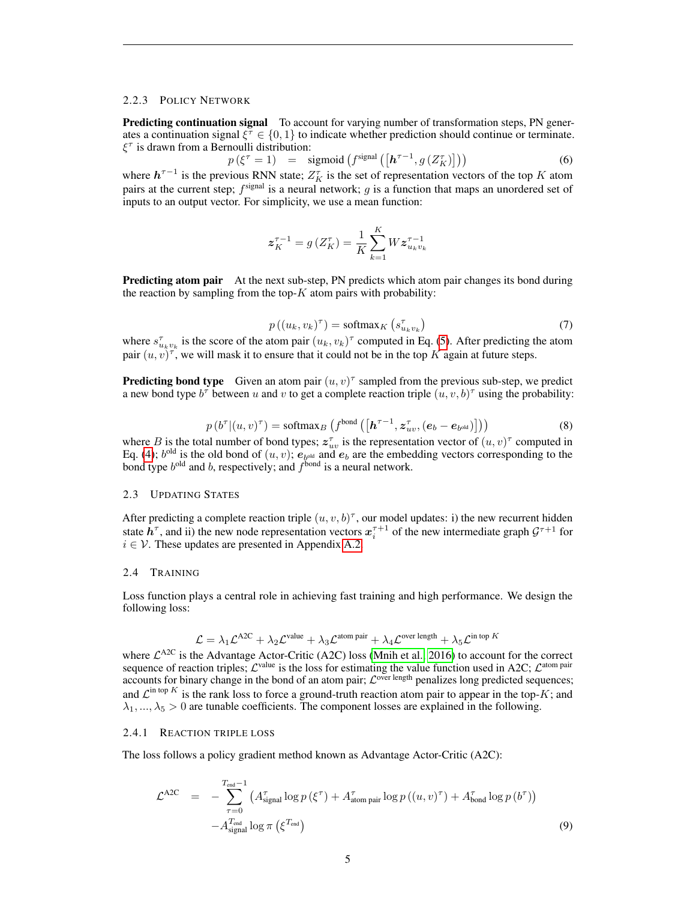### 2.2.3 Policy Network

**Predicting continuation signal** To account for varying number of transformation steps, PN generates a continuation signal $\xi^\tau \in \{0, 1\}$ to indicate whether prediction should continue or terminate. $\xi^\tau$ is drawn from a Bernoulli distribution:

$$p\left(\xi^\tau = 1\right) \quad = \quad \text{sigmoid}\left(f^{\text{signal}}\left(\left[\boldsymbol{h}^{\tau-1}, g\left(Z_K^\tau\right)\right]\right)\right) \tag{6}$$

where $\boldsymbol{h}^{\tau-1}$ is the previous RNN state; $Z_K^\tau$ is the set of representation vectors of the top $K$ atom pairs at the current step; $f^{\text{signal}}$ is a neural network; $g$ is a function that maps an unordered set of inputs to an output vector. For simplicity, we use a mean function:

$$\boldsymbol{z}_K^{\tau-1} = g\left(Z_K^\tau\right) = \frac{1}{K}\sum_{k=1}^{K} W \boldsymbol{z}_{u_k v_k}^{\tau-1}$$

**Predicting atom pair** At the next sub-step, PN predicts which atom pair changes its bond during the reaction by sampling from the top-$K$ atom pairs with probability:

$$p\left((u_k, v_k)^\tau\right) = \text{softmax}_K\left(s_{u_k v_k}^\tau\right) \tag{7}$$

where $s_{u_k v_k}^\tau$ is the score of the atom pair $(u_k, v_k)^\tau$ computed in Eq. (5). After predicting the atom pair $(u, v)^\tau$, we will mask it to ensure that it could not be in the top $K$ again at future steps.

**Predicting bond type** Given an atom pair $(u, v)^\tau$ sampled from the previous sub-step, we predict a new bond type $b^\tau$ between $u$ and $v$ to get a complete reaction triple $(u, v, b)^\tau$ using the probability:

$$p\left(b^\tau | (u, v)^\tau\right) = \text{softmax}_B\left(f^{\text{bond}}\left(\left[\boldsymbol{h}^{\tau-1}, \boldsymbol{z}_{uv}^\tau, (\boldsymbol{e}_b - \boldsymbol{e}_{b^{\text{old}}})\right]\right)\right) \tag{8}$$

where $B$ is the total number of bond types; $\boldsymbol{z}_{uv}^\tau$ is the representation vector of $(u, v)^\tau$ computed in Eq. (4); $b^{\text{old}}$ is the old bond of $(u, v)$; $\boldsymbol{e}_{b^{\text{old}}}$ and $\boldsymbol{e}_b$ are the embedding vectors corresponding to the bond type $b^{\text{old}}$ and $b$, respectively; and $f^{\text{bond}}$ is a neural network.

## 2.3 Updating States

After predicting a complete reaction triple $(u, v, b)^\tau$, our model updates: i) the new recurrent hidden state $\boldsymbol{h}^\tau$, and ii) the new node representation vectors $\boldsymbol{x}_i^{\tau+1}$ of the new intermediate graph $\mathcal{G}^{\tau+1}$ for $i \in \mathcal{V}$. These updates are presented in Appendix A.2.

## 2.4 Training

Loss function plays a central role in achieving fast training and high performance. We design the following loss:

$$\mathcal{L} = \lambda_1 \mathcal{L}^{\text{A2C}} + \lambda_2 \mathcal{L}^{\text{value}} + \lambda_3 \mathcal{L}^{\text{atom pair}} + \lambda_4 \mathcal{L}^{\text{over length}} + \lambda_5 \mathcal{L}^{\text{in top } K}$$

where $\mathcal{L}^{\text{A2C}}$ is the Advantage Actor-Critic (A2C) loss (Mnih et al., 2016) to account for the correct sequence of reaction triples; $\mathcal{L}^{\text{value}}$ is the loss for estimating the value function used in A2C; $\mathcal{L}^{\text{atom pair}}$ accounts for binary change in the bond of an atom pair; $\mathcal{L}^{\text{over length}}$ penalizes long predicted sequences; and $\mathcal{L}^{\text{in top } K}$ is the rank loss to force a ground-truth reaction atom pair to appear in the top-$K$; and $\lambda_1, ..., \lambda_5 > 0$ are tunable coefficients. The component losses are explained in the following.

### 2.4.1 Reaction triple loss

The loss follows a policy gradient method known as Advantage Actor-Critic (A2C):

$$\begin{aligned}
\mathcal{L}^{\text{A2C}} \quad = \quad & -\sum_{\tau=0}^{T_{\text{end}}-1}\left(A_{\text{signal}}^\tau \log p\left(\xi^\tau\right) + A_{\text{atom pair}}^\tau \log p\left((u, v)^\tau\right) + A_{\text{bond}}^\tau \log p\left(b^\tau\right)\right) \\
& -A_{\text{signal}}^{T_{\text{end}}} \log \pi\left(\xi^{T_{\text{end}}}\right)
\end{aligned} \tag{9}$$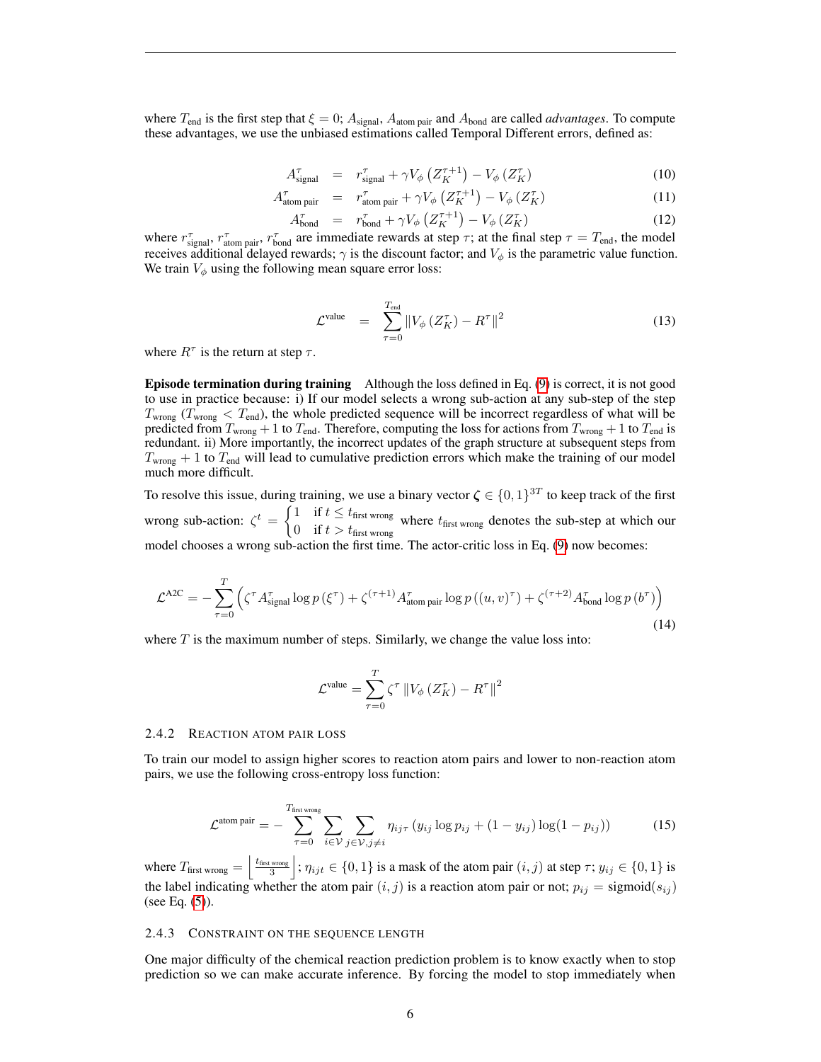where $T_{\text{end}}$ is the first step that $\xi = 0$; $A_{\text{signal}}$, $A_{\text{atom pair}}$ and $A_{\text{bond}}$ are called *advantages*. To compute these advantages, we use the unbiased estimations called Temporal Different errors, defined as:

$$A^{\tau}_{\text{signal}} = r^{\tau}_{\text{signal}} + \gamma V_{\phi}\left(Z_K^{\tau+1}\right) - V_{\phi}\left(Z_K^{\tau}\right) \tag{10}$$

$$A^{\tau}_{\text{atom pair}} = r^{\tau}_{\text{atom pair}} + \gamma V_{\phi}\left(Z_K^{\tau+1}\right) - V_{\phi}\left(Z_K^{\tau}\right) \tag{11}$$

$$A^{\tau}_{\text{bond}} = r^{\tau}_{\text{bond}} + \gamma V_{\phi}\left(Z_K^{\tau+1}\right) - V_{\phi}\left(Z_K^{\tau}\right) \tag{12}$$

where $r^{\tau}_{\text{signal}}$, $r^{\tau}_{\text{atom pair}}$, $r^{\tau}_{\text{bond}}$ are immediate rewards at step $\tau$; at the final step $\tau = T_{\text{end}}$, the model receives additional delayed rewards; $\gamma$ is the discount factor; and $V_{\phi}$ is the parametric value function. We train $V_{\phi}$ using the following mean square error loss:

$$\mathcal{L}^{\text{value}} = \sum_{\tau=0}^{T_{\text{end}}} \left\| V_{\phi}\left(Z_K^{\tau}\right) - R^{\tau} \right\|^2 \tag{13}$$

where $R^{\tau}$ is the return at step $\tau$.

**Episode termination during training** Although the loss defined in Eq. (9) is correct, it is not good to use in practice because: i) If our model selects a wrong sub-action at any sub-step of the step $T_{\text{wrong}}$ ($T_{\text{wrong}} < T_{\text{end}}$), the whole predicted sequence will be incorrect regardless of what will be predicted from $T_{\text{wrong}} + 1$ to $T_{\text{end}}$. Therefore, computing the loss for actions from $T_{\text{wrong}} + 1$ to $T_{\text{end}}$ is redundant. ii) More importantly, the incorrect updates of the graph structure at subsequent steps from $T_{\text{wrong}} + 1$ to $T_{\text{end}}$ will lead to cumulative prediction errors which make the training of our model much more difficult.

To resolve this issue, during training, we use a binary vector $\boldsymbol{\zeta} \in \{0,1\}^{3T}$ to keep track of the first wrong sub-action: $\zeta^t = \begin{cases} 1 & \text{if } t \leq t_{\text{first wrong}} \\ 0 & \text{if } t > t_{\text{first wrong}} \end{cases}$ where $t_{\text{first wrong}}$ denotes the sub-step at which our model chooses a wrong sub-action the first time. The actor-critic loss in Eq. (9) now becomes:

$$\mathcal{L}^{\text{A2C}} = -\sum_{\tau=0}^{T} \left( \zeta^{\tau} A^{\tau}_{\text{signal}} \log p\left(\xi^{\tau}\right) + \zeta^{(\tau+1)} A^{\tau}_{\text{atom pair}} \log p\left((u,v)^{\tau}\right) + \zeta^{(\tau+2)} A^{\tau}_{\text{bond}} \log p\left(b^{\tau}\right) \right) \tag{14}$$

where $T$ is the maximum number of steps. Similarly, we change the value loss into:

$$\mathcal{L}^{\text{value}} = \sum_{\tau=0}^{T} \zeta^{\tau} \left\| V_{\phi}\left(Z_K^{\tau}\right) - R^{\tau} \right\|^2$$

### 2.4.2 Reaction atom pair loss

To train our model to assign higher scores to reaction atom pairs and lower to non-reaction atom pairs, we use the following cross-entropy loss function:

$$\mathcal{L}^{\text{atom pair}} = -\sum_{\tau=0}^{T_{\text{first wrong}}} \sum_{i \in \mathcal{V}} \sum_{j \in \mathcal{V}, j \neq i} \eta_{ij\tau} \left( y_{ij} \log p_{ij} + (1 - y_{ij}) \log(1 - p_{ij}) \right) \tag{15}$$

where $T_{\text{first wrong}} = \left\lfloor \frac{t_{\text{first wrong}}}{3} \right\rfloor$; $\eta_{ijt} \in \{0,1\}$ is a mask of the atom pair $(i,j)$ at step $\tau$; $y_{ij} \in \{0,1\}$ is the label indicating whether the atom pair $(i,j)$ is a reaction atom pair or not; $p_{ij} = \text{sigmoid}(s_{ij})$ (see Eq. (5)).

### 2.4.3 Constraint on the sequence length

One major difficulty of the chemical reaction prediction problem is to know exactly when to stop prediction so we can make accurate inference. By forcing the model to stop immediately when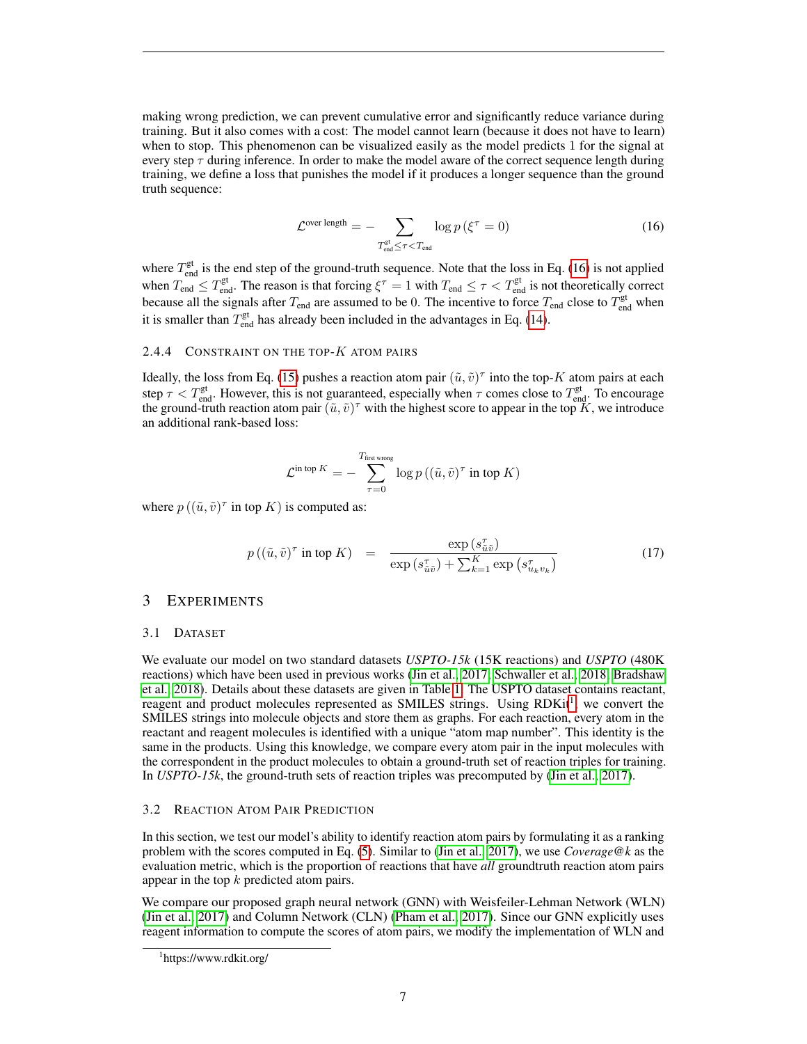making wrong prediction, we can prevent cumulative error and significantly reduce variance during training. But it also comes with a cost: The model cannot learn (because it does not have to learn) when to stop. This phenomenon can be visualized easily as the model predicts 1 for the signal at every step $\tau$ during inference. In order to make the model aware of the correct sequence length during training, we define a loss that punishes the model if it produces a longer sequence than the ground truth sequence:

$$\mathcal{L}^{\text{over length}} = -\sum_{T_{\text{end}}^{\text{gt}} \leq \tau < T_{\text{end}}} \log p\left(\xi^{\tau} = 0\right) \tag{16}$$

where $T_{\text{end}}^{\text{gt}}$ is the end step of the ground-truth sequence. Note that the loss in Eq. (16) is not applied when $T_{\text{end}} \leq T_{\text{end}}^{\text{gt}}$. The reason is that forcing $\xi^{\tau} = 1$ with $T_{\text{end}} \leq \tau < T_{\text{end}}^{\text{gt}}$ is not theoretically correct because all the signals after $T_{\text{end}}$ are assumed to be 0. The incentive to force $T_{\text{end}}$ close to $T_{\text{end}}^{\text{gt}}$ when it is smaller than $T_{\text{end}}^{\text{gt}}$ has already been included in the advantages in Eq. (14).

#### 2.4.4 Constraint on the top-$K$ atom pairs

Ideally, the loss from Eq. (15) pushes a reaction atom pair $(\tilde{u}, \tilde{v})^{\tau}$ into the top-$K$ atom pairs at each step $\tau < T_{\text{end}}^{\text{gt}}$. However, this is not guaranteed, especially when $\tau$ comes close to $T_{\text{end}}^{\text{gt}}$. To encourage the ground-truth reaction atom pair $(\tilde{u}, \tilde{v})^{\tau}$ with the highest score to appear in the top $K$, we introduce an additional rank-based loss:

$$\mathcal{L}^{\text{in top } K} = -\sum_{\tau=0}^{T_{\text{first wrong}}} \log p\left((\tilde{u}, \tilde{v})^{\tau} \text{ in top } K\right)$$

where $p\left((\tilde{u}, \tilde{v})^{\tau} \text{ in top } K\right)$ is computed as:

$$p\left((\tilde{u}, \tilde{v})^{\tau} \text{ in top } K\right) = \frac{\exp\left(s_{\tilde{u}\tilde{v}}^{\tau}\right)}{\exp\left(s_{\tilde{u}\tilde{v}}^{\tau}\right) + \sum_{k=1}^{K} \exp\left(s_{u_k v_k}^{\tau}\right)} \tag{17}$$

## 3 Experiments

### 3.1 Dataset

We evaluate our model on two standard datasets *USPTO-15k* (15K reactions) and *USPTO* (480K reactions) which have been used in previous works (Jin et al., 2017; Schwaller et al., 2018; Bradshaw et al., 2018). Details about these datasets are given in Table 1. The USPTO dataset contains reactant, reagent and product molecules represented as SMILES strings. Using RDKit[1], we convert the SMILES strings into molecule objects and store them as graphs. For each reaction, every atom in the reactant and reagent molecules is identified with a unique "atom map number". This identity is the same in the products. Using this knowledge, we compare every atom pair in the input molecules with the correspondent in the product molecules to obtain a ground-truth set of reaction triples for training. In *USPTO-15k*, the ground-truth sets of reaction triples was precomputed by (Jin et al., 2017).

### 3.2 Reaction Atom Pair Prediction

In this section, we test our model's ability to identify reaction atom pairs by formulating it as a ranking problem with the scores computed in Eq. (5). Similar to (Jin et al., 2017), we use *Coverage@k* as the evaluation metric, which is the proportion of reactions that have *all* groundtruth reaction atom pairs appear in the top $k$ predicted atom pairs.

We compare our proposed graph neural network (GNN) with Weisfeiler-Lehman Network (WLN) (Jin et al., 2017) and Column Network (CLN) (Pham et al., 2017). Since our GNN explicitly uses reagent information to compute the scores of atom pairs, we modify the implementation of WLN and

[1] https://www.rdkit.org/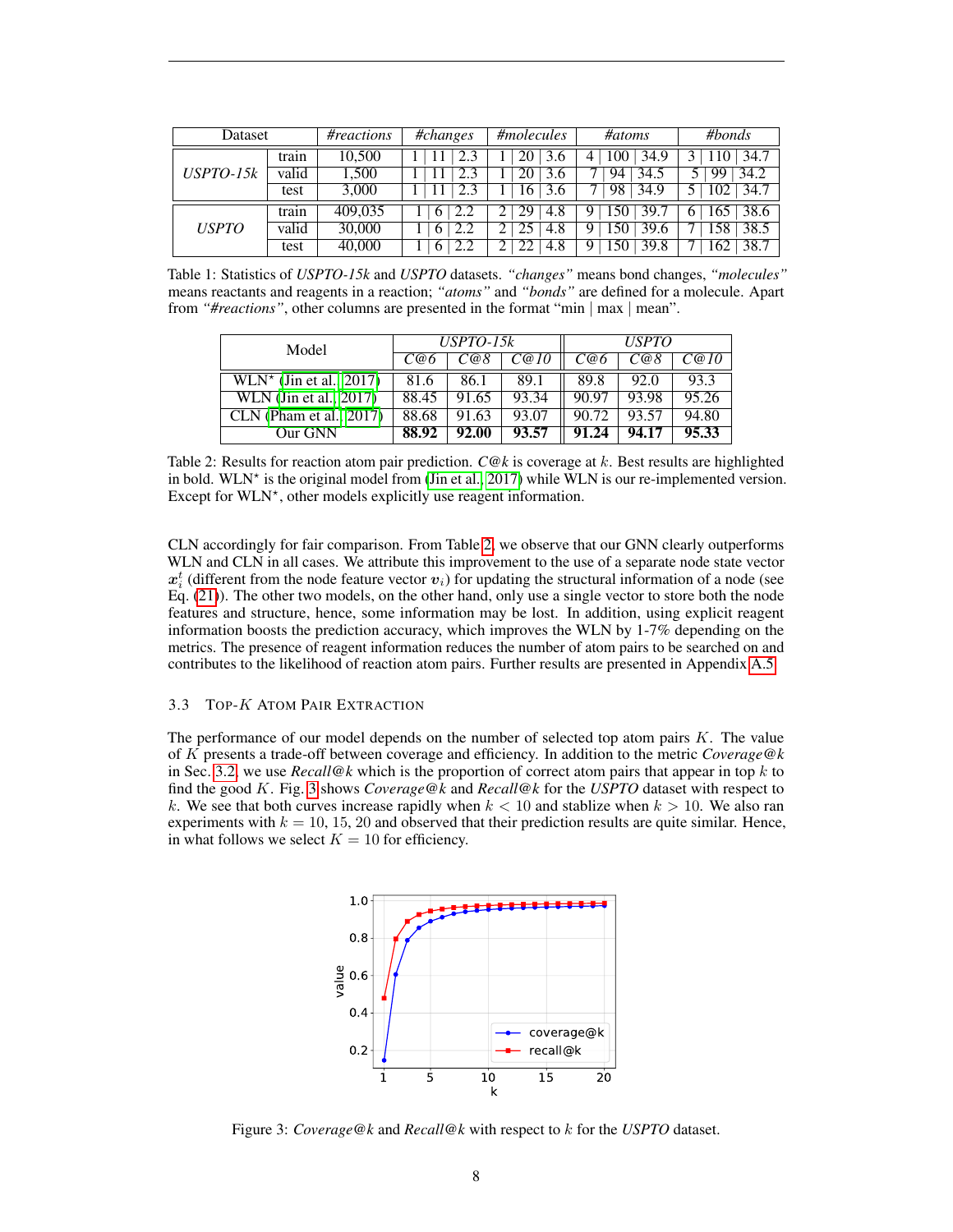| Dataset | | *#reactions* | *#changes* | *#molecules* | *#atoms* | *#bonds* |
|---|---|---|---|---|---|---|
| *USPTO-15k* | train | 10,500 | 1 \| 11 \| 2.3 | 1 \| 20 \| 3.6 | 4 \| 100 \| 34.9 | 3 \| 110 \| 34.7 |
| | valid | 1,500 | 1 \| 11 \| 2.3 | 1 \| 20 \| 3.6 | 7 \| 94 \| 34.5 | 5 \| 99 \| 34.2 |
| | test | 3,000 | 1 \| 11 \| 2.3 | 1 \| 16 \| 3.6 | 7 \| 98 \| 34.9 | 5 \| 102 \| 34.7 |
| *USPTO* | train | 409,035 | 1 \| 6 \| 2.2 | 2 \| 29 \| 4.8 | 9 \| 150 \| 39.7 | 6 \| 165 \| 38.6 |
| | valid | 30,000 | 1 \| 6 \| 2.2 | 2 \| 25 \| 4.8 | 9 \| 150 \| 39.6 | 7 \| 158 \| 38.5 |
| | test | 40,000 | 1 \| 6 \| 2.2 | 2 \| 22 \| 4.8 | 9 \| 150 \| 39.8 | 7 \| 162 \| 38.7 |

Table 1: Statistics of *USPTO-15k* and *USPTO* datasets. *"changes"* means bond changes, *"molecules"* means reactants and reagents in a reaction; *"atoms"* and *"bonds"* are defined for a molecule. Apart from *"#reactions"*, other columns are presented in the format "min | max | mean".

| Model | *USPTO-15k* | | | *USPTO* | | |
|---|---|---|---|---|---|---|
| | *C@6* | *C@8* | *C@10* | *C@6* | *C@8* | *C@10* |
| WLN* (Jin et al., 2017) | 81.6 | 86.1 | 89.1 | 89.8 | 92.0 | 93.3 |
| WLN (Jin et al., 2017) | 88.45 | 91.65 | 93.34 | 90.97 | 93.98 | 95.26 |
| CLN (Pham et al., 2017) | 88.68 | 91.63 | 93.07 | 90.72 | 93.57 | 94.80 |
| Our GNN | **88.92** | **92.00** | **93.57** | **91.24** | **94.17** | **95.33** |

Table 2: Results for reaction atom pair prediction. *C@k* is coverage at $k$. Best results are highlighted in bold. WLN* is the original model from (Jin et al., 2017) while WLN is our re-implemented version. Except for WLN*, other models explicitly use reagent information.

CLN accordingly for fair comparison. From Table 2, we observe that our GNN clearly outperforms WLN and CLN in all cases. We attribute this improvement to the use of a separate node state vector $\boldsymbol{x}_i^t$ (different from the node feature vector $\boldsymbol{v}_i$) for updating the structural information of a node (see Eq. (21)). The other two models, on the other hand, only use a single vector to store both the node features and structure, hence, some information may be lost. In addition, using explicit reagent information boosts the prediction accuracy, which improves the WLN by 1-7% depending on the metrics. The presence of reagent information reduces the number of atom pairs to be searched on and contributes to the likelihood of reaction atom pairs. Further results are presented in Appendix A.5.

### 3.3 Top-$K$ Atom Pair Extraction

The performance of our model depends on the number of selected top atom pairs $K$. The value of $K$ presents a trade-off between coverage and efficiency. In addition to the metric *Coverage@k* in Sec. 3.2, we use *Recall@k* which is the proportion of correct atom pairs that appear in top $k$ to find the good $K$. Fig. 3 shows *Coverage@k* and *Recall@k* for the *USPTO* dataset with respect to $k$. We see that both curves increase rapidly when $k < 10$ and stablize when $k > 10$. We also ran experiments with $k = 10, 15, 20$ and observed that their prediction results are quite similar. Hence, in what follows we select $K = 10$ for efficiency.

Figure 3: *Coverage@k* and *Recall@k* with respect to $k$ for the *USPTO* dataset.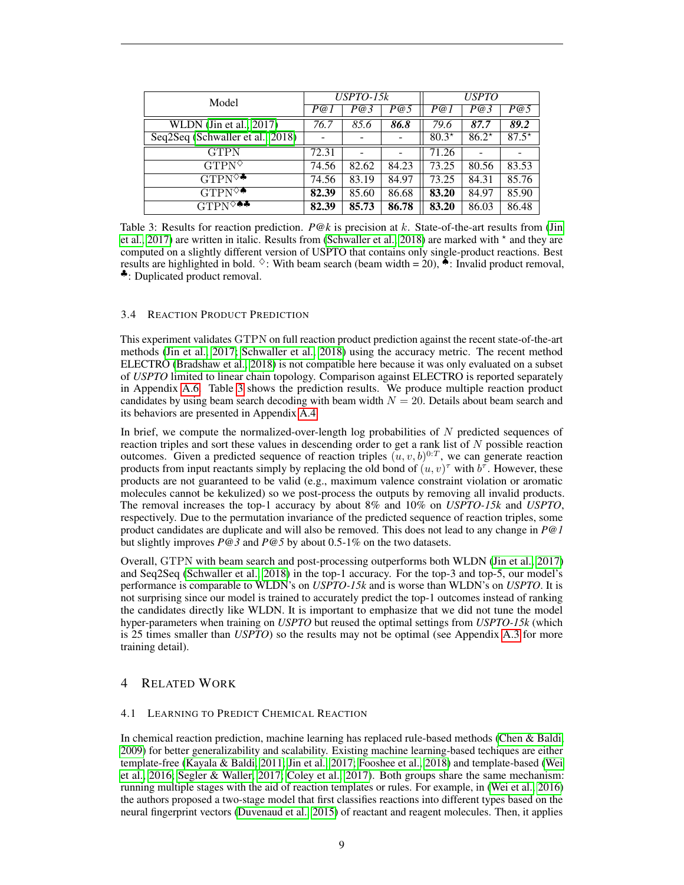| Model | *USPTO-15k* | | | *USPTO* | | |
|---|---|---|---|---|---|---|
| | *P@1* | *P@3* | *P@5* | *P@1* | *P@3* | *P@5* |
| WLDN (Jin et al., 2017) | *76.7* | *85.6* | ***86.8*** | *79.6* | ***87.7*** | ***89.2*** |
| Seq2Seq (Schwaller et al., 2018) | - | - | - | 80.3* | 86.2* | 87.5* |
| GTPN | 72.31 | - | - | 71.26 | - | - |
| GTPN$^{\diamondsuit}$ | 74.56 | 82.62 | 84.23 | 73.25 | 80.56 | 83.53 |
| GTPN$^{\diamondsuit\clubsuit}$ | 74.56 | 83.19 | 84.97 | 73.25 | 84.31 | 85.76 |
| GTPN$^{\diamondsuit\spadesuit}$ | **82.39** | 85.60 | 86.68 | **83.20** | 84.97 | 85.90 |
| GTPN$^{\diamondsuit\spadesuit\clubsuit}$ | **82.39** | **85.73** | **86.78** | **83.20** | 86.03 | 86.48 |

Table 3: Results for reaction prediction. *P@k* is precision at $k$. State-of-the-art results from (Jin et al., 2017) are written in italic. Results from (Schwaller et al., 2018) are marked with * and they are computed on a slightly different version of USPTO that contains only single-product reactions. Best results are highlighted in bold. $\diamondsuit$: With beam search (beam width = 20), $\spadesuit$: Invalid product removal, $\clubsuit$: Duplicated product removal.

### 3.4 Reaction Product Prediction

This experiment validates GTPN on full reaction product prediction against the recent state-of-the-art methods (Jin et al., 2017; Schwaller et al., 2018) using the accuracy metric. The recent method ELECTRO (Bradshaw et al., 2018) is not compatible here because it was only evaluated on a subset of *USPTO* limited to linear chain topology. Comparison against ELECTRO is reported separately in Appendix A.6. Table 3 shows the prediction results. We produce multiple reaction product candidates by using beam search decoding with beam width $N = 20$. Details about beam search and its behaviors are presented in Appendix A.4.

In brief, we compute the normalized-over-length log probabilities of $N$ predicted sequences of reaction triples and sort these values in descending order to get a rank list of $N$ possible reaction outcomes. Given a predicted sequence of reaction triples $(u, v, b)^{0:T}$, we can generate reaction products from input reactants simply by replacing the old bond of $(u, v)^{\tau}$ with $b^{\tau}$. However, these products are not guaranteed to be valid (e.g., maximum valence constraint violation or aromatic molecules cannot be kekulized) so we post-process the outputs by removing all invalid products. The removal increases the top-1 accuracy by about 8% and 10% on *USPTO-15k* and *USPTO*, respectively. Due to the permutation invariance of the predicted sequence of reaction triples, some product candidates are duplicate and will also be removed. This does not lead to any change in *P@1* but slightly improves *P@3* and *P@5* by about 0.5-1% on the two datasets.

Overall, GTPN with beam search and post-processing outperforms both WLDN (Jin et al., 2017) and Seq2Seq (Schwaller et al., 2018) in the top-1 accuracy. For the top-3 and top-5, our model's performance is comparable to WLDN's on *USPTO-15k* and is worse than WLDN's on *USPTO*. It is not surprising since our model is trained to accurately predict the top-1 outcomes instead of ranking the candidates directly like WLDN. It is important to emphasize that we did not tune the model hyper-parameters when training on *USPTO* but reused the optimal settings from *USPTO-15k* (which is 25 times smaller than *USPTO*) so the results may not be optimal (see Appendix A.3 for more training detail).

## 4 Related Work

### 4.1 Learning to Predict Chemical Reaction

In chemical reaction prediction, machine learning has replaced rule-based methods (Chen & Baldi, 2009) for better generalizability and scalability. Existing machine learning-based techiques are either template-free (Kayala & Baldi, 2011; Jin et al., 2017; Fooshee et al., 2018) and template-based (Wei et al., 2016; Segler & Waller, 2017; Coley et al., 2017). Both groups share the same mechanism: running multiple stages with the aid of reaction templates or rules. For example, in (Wei et al., 2016) the authors proposed a two-stage model that first classifies reactions into different types based on the neural fingerprint vectors (Duvenaud et al., 2015) of reactant and reagent molecules. Then, it applies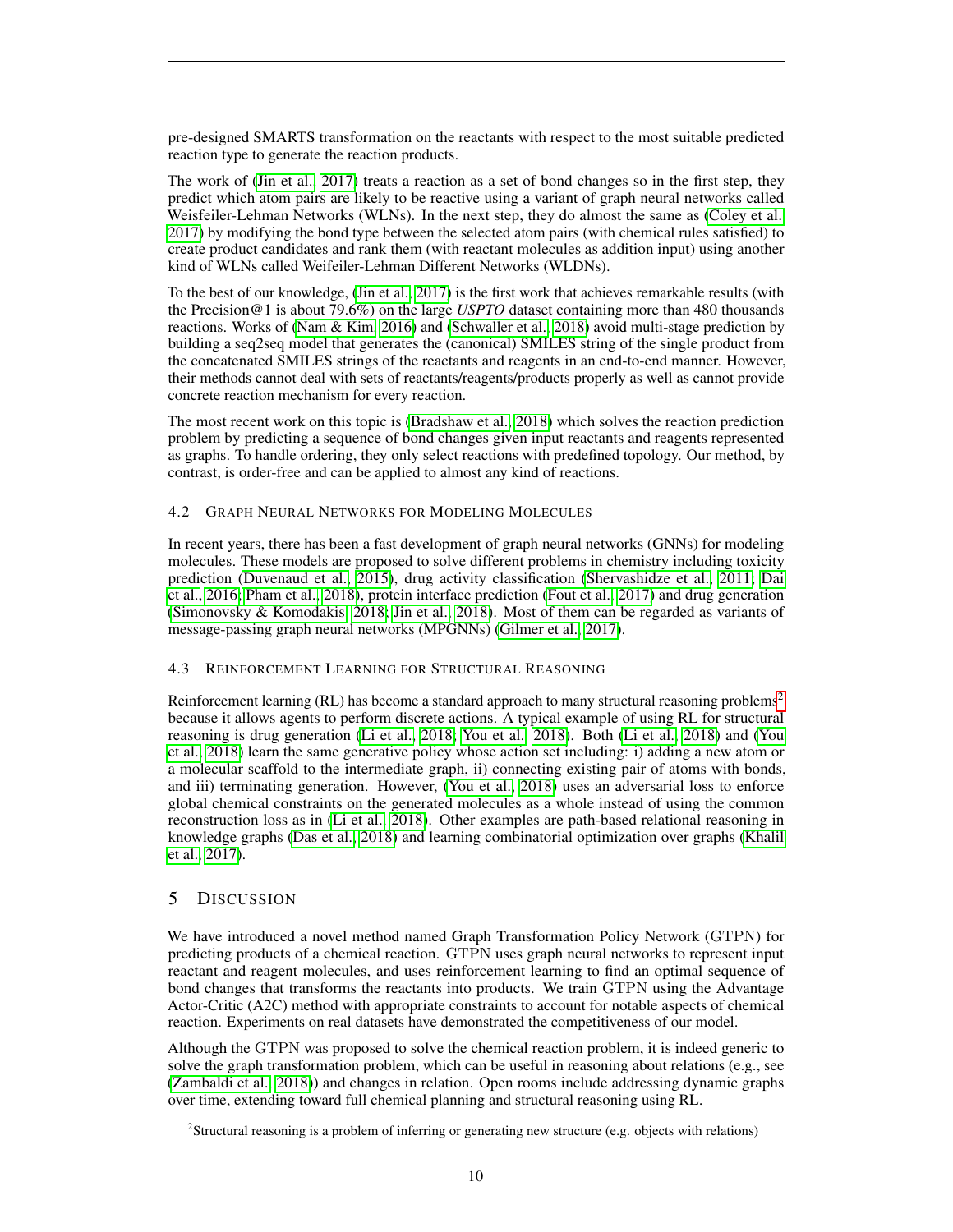pre-designed SMARTS transformation on the reactants with respect to the most suitable predicted reaction type to generate the reaction products.

The work of (Jin et al., 2017) treats a reaction as a set of bond changes so in the first step, they predict which atom pairs are likely to be reactive using a variant of graph neural networks called Weisfeiler-Lehman Networks (WLNs). In the next step, they do almost the same as (Coley et al., 2017) by modifying the bond type between the selected atom pairs (with chemical rules satisfied) to create product candidates and rank them (with reactant molecules as addition input) using another kind of WLNs called Weifeiler-Lehman Different Networks (WLDNs).

To the best of our knowledge, (Jin et al., 2017) is the first work that achieves remarkable results (with the Precision@1 is about 79.6%) on the large *USPTO* dataset containing more than 480 thousands reactions. Works of (Nam & Kim, 2016) and (Schwaller et al., 2018) avoid multi-stage prediction by building a seq2seq model that generates the (canonical) SMILES string of the single product from the concatenated SMILES strings of the reactants and reagents in an end-to-end manner. However, their methods cannot deal with sets of reactants/reagents/products properly as well as cannot provide concrete reaction mechanism for every reaction.

The most recent work on this topic is (Bradshaw et al., 2018) which solves the reaction prediction problem by predicting a sequence of bond changes given input reactants and reagents represented as graphs. To handle ordering, they only select reactions with predefined topology. Our method, by contrast, is order-free and can be applied to almost any kind of reactions.

### 4.2 Graph Neural Networks for Modeling Molecules

In recent years, there has been a fast development of graph neural networks (GNNs) for modeling molecules. These models are proposed to solve different problems in chemistry including toxicity prediction (Duvenaud et al., 2015), drug activity classification (Shervashidze et al., 2011; Dai et al., 2016; Pham et al., 2018), protein interface prediction (Fout et al., 2017) and drug generation (Simonovsky & Komodakis, 2018; Jin et al., 2018). Most of them can be regarded as variants of message-passing graph neural networks (MPGNNs) (Gilmer et al., 2017).

### 4.3 Reinforcement Learning for Structural Reasoning

Reinforcement learning (RL) has become a standard approach to many structural reasoning problems[2] because it allows agents to perform discrete actions. A typical example of using RL for structural reasoning is drug generation (Li et al., 2018; You et al., 2018). Both (Li et al., 2018) and (You et al., 2018) learn the same generative policy whose action set including: i) adding a new atom or a molecular scaffold to the intermediate graph, ii) connecting existing pair of atoms with bonds, and iii) terminating generation. However, (You et al., 2018) uses an adversarial loss to enforce global chemical constraints on the generated molecules as a whole instead of using the common reconstruction loss as in (Li et al., 2018). Other examples are path-based relational reasoning in knowledge graphs (Das et al., 2018) and learning combinatorial optimization over graphs (Khalil et al., 2017).

## 5 Discussion

We have introduced a novel method named Graph Transformation Policy Network (GTPN) for predicting products of a chemical reaction. GTPN uses graph neural networks to represent input reactant and reagent molecules, and uses reinforcement learning to find an optimal sequence of bond changes that transforms the reactants into products. We train GTPN using the Advantage Actor-Critic (A2C) method with appropriate constraints to account for notable aspects of chemical reaction. Experiments on real datasets have demonstrated the competitiveness of our model.

Although the GTPN was proposed to solve the chemical reaction problem, it is indeed generic to solve the graph transformation problem, which can be useful in reasoning about relations (e.g., see (Zambaldi et al., 2018)) and changes in relation. Open rooms include addressing dynamic graphs over time, extending toward full chemical planning and structural reasoning using RL.

[2] Structural reasoning is a problem of inferring or generating new structure (e.g. objects with relations)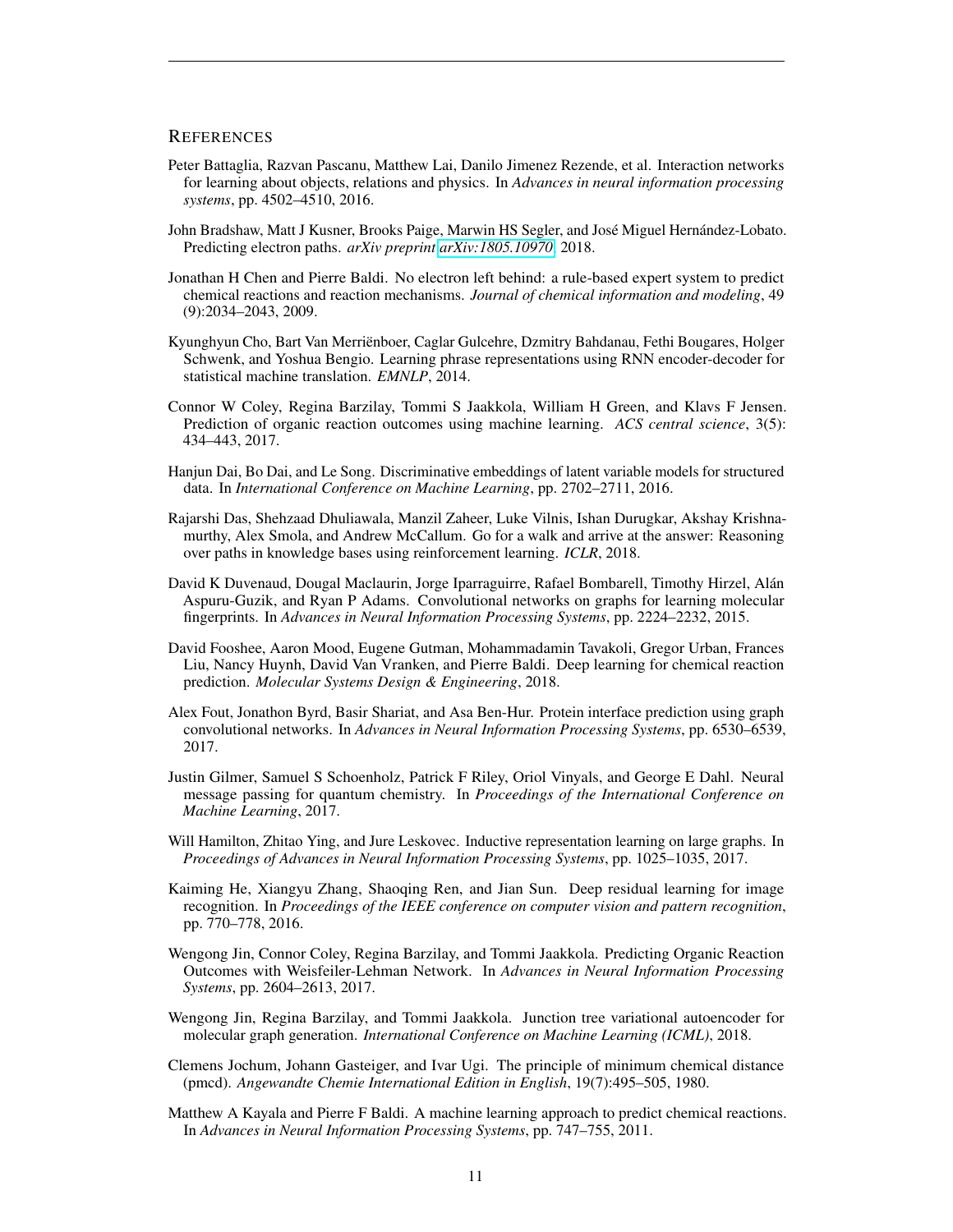## REFERENCES

Peter Battaglia, Razvan Pascanu, Matthew Lai, Danilo Jimenez Rezende, et al. Interaction networks for learning about objects, relations and physics. In *Advances in neural information processing systems*, pp. 4502–4510, 2016.

John Bradshaw, Matt J Kusner, Brooks Paige, Marwin HS Segler, and José Miguel Hernández-Lobato. Predicting electron paths. *arXiv preprint arXiv:1805.10970*, 2018.

Jonathan H Chen and Pierre Baldi. No electron left behind: a rule-based expert system to predict chemical reactions and reaction mechanisms. *Journal of chemical information and modeling*, 49 (9):2034–2043, 2009.

Kyunghyun Cho, Bart Van Merriënboer, Caglar Gulcehre, Dzmitry Bahdanau, Fethi Bougares, Holger Schwenk, and Yoshua Bengio. Learning phrase representations using RNN encoder-decoder for statistical machine translation. *EMNLP*, 2014.

Connor W Coley, Regina Barzilay, Tommi S Jaakkola, William H Green, and Klavs F Jensen. Prediction of organic reaction outcomes using machine learning. *ACS central science*, 3(5): 434–443, 2017.

Hanjun Dai, Bo Dai, and Le Song. Discriminative embeddings of latent variable models for structured data. In *International Conference on Machine Learning*, pp. 2702–2711, 2016.

Rajarshi Das, Shehzaad Dhuliawala, Manzil Zaheer, Luke Vilnis, Ishan Durugkar, Akshay Krishnamurthy, Alex Smola, and Andrew McCallum. Go for a walk and arrive at the answer: Reasoning over paths in knowledge bases using reinforcement learning. *ICLR*, 2018.

David K Duvenaud, Dougal Maclaurin, Jorge Iparraguirre, Rafael Bombarell, Timothy Hirzel, Alán Aspuru-Guzik, and Ryan P Adams. Convolutional networks on graphs for learning molecular fingerprints. In *Advances in Neural Information Processing Systems*, pp. 2224–2232, 2015.

David Fooshee, Aaron Mood, Eugene Gutman, Mohammadamin Tavakoli, Gregor Urban, Frances Liu, Nancy Huynh, David Van Vranken, and Pierre Baldi. Deep learning for chemical reaction prediction. *Molecular Systems Design & Engineering*, 2018.

Alex Fout, Jonathon Byrd, Basir Shariat, and Asa Ben-Hur. Protein interface prediction using graph convolutional networks. In *Advances in Neural Information Processing Systems*, pp. 6530–6539, 2017.

Justin Gilmer, Samuel S Schoenholz, Patrick F Riley, Oriol Vinyals, and George E Dahl. Neural message passing for quantum chemistry. In *Proceedings of the International Conference on Machine Learning*, 2017.

Will Hamilton, Zhitao Ying, and Jure Leskovec. Inductive representation learning on large graphs. In *Proceedings of Advances in Neural Information Processing Systems*, pp. 1025–1035, 2017.

Kaiming He, Xiangyu Zhang, Shaoqing Ren, and Jian Sun. Deep residual learning for image recognition. In *Proceedings of the IEEE conference on computer vision and pattern recognition*, pp. 770–778, 2016.

Wengong Jin, Connor Coley, Regina Barzilay, and Tommi Jaakkola. Predicting Organic Reaction Outcomes with Weisfeiler-Lehman Network. In *Advances in Neural Information Processing Systems*, pp. 2604–2613, 2017.

Wengong Jin, Regina Barzilay, and Tommi Jaakkola. Junction tree variational autoencoder for molecular graph generation. *International Conference on Machine Learning (ICML)*, 2018.

Clemens Jochum, Johann Gasteiger, and Ivar Ugi. The principle of minimum chemical distance (pmcd). *Angewandte Chemie International Edition in English*, 19(7):495–505, 1980.

Matthew A Kayala and Pierre F Baldi. A machine learning approach to predict chemical reactions. In *Advances in Neural Information Processing Systems*, pp. 747–755, 2011.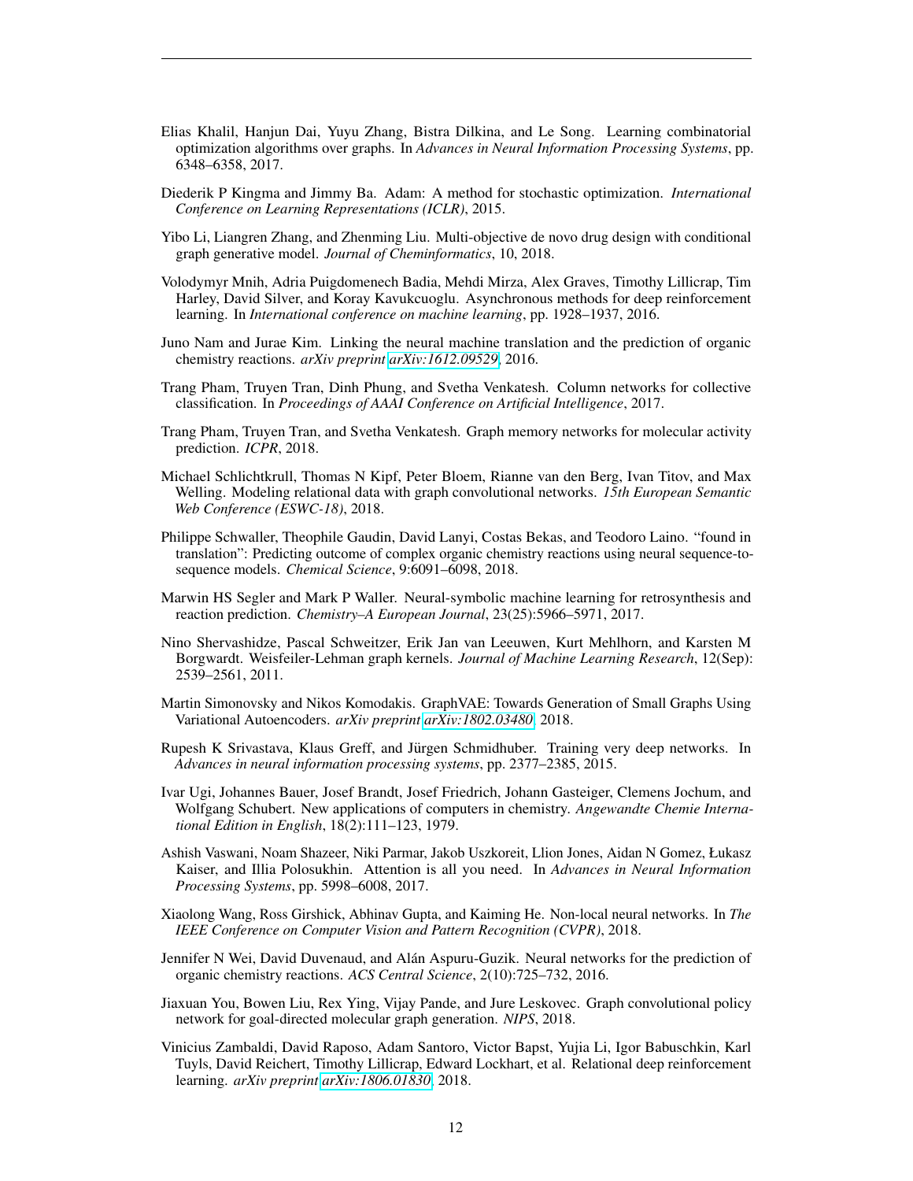Elias Khalil, Hanjun Dai, Yuyu Zhang, Bistra Dilkina, and Le Song. Learning combinatorial optimization algorithms over graphs. In *Advances in Neural Information Processing Systems*, pp. 6348–6358, 2017.

Diederik P Kingma and Jimmy Ba. Adam: A method for stochastic optimization. *International Conference on Learning Representations (ICLR)*, 2015.

Yibo Li, Liangren Zhang, and Zhenming Liu. Multi-objective de novo drug design with conditional graph generative model. *Journal of Cheminformatics*, 10, 2018.

Volodymyr Mnih, Adria Puigdomenech Badia, Mehdi Mirza, Alex Graves, Timothy Lillicrap, Tim Harley, David Silver, and Koray Kavukcuoglu. Asynchronous methods for deep reinforcement learning. In *International conference on machine learning*, pp. 1928–1937, 2016.

Juno Nam and Jurae Kim. Linking the neural machine translation and the prediction of organic chemistry reactions. *arXiv preprint arXiv:1612.09529*, 2016.

Trang Pham, Truyen Tran, Dinh Phung, and Svetha Venkatesh. Column networks for collective classification. In *Proceedings of AAAI Conference on Artificial Intelligence*, 2017.

Trang Pham, Truyen Tran, and Svetha Venkatesh. Graph memory networks for molecular activity prediction. *ICPR*, 2018.

Michael Schlichtkrull, Thomas N Kipf, Peter Bloem, Rianne van den Berg, Ivan Titov, and Max Welling. Modeling relational data with graph convolutional networks. *15th European Semantic Web Conference (ESWC-18)*, 2018.

Philippe Schwaller, Theophile Gaudin, David Lanyi, Costas Bekas, and Teodoro Laino. "found in translation": Predicting outcome of complex organic chemistry reactions using neural sequence-to-sequence models. *Chemical Science*, 9:6091–6098, 2018.

Marwin HS Segler and Mark P Waller. Neural-symbolic machine learning for retrosynthesis and reaction prediction. *Chemistry–A European Journal*, 23(25):5966–5971, 2017.

Nino Shervashidze, Pascal Schweitzer, Erik Jan van Leeuwen, Kurt Mehlhorn, and Karsten M Borgwardt. Weisfeiler-Lehman graph kernels. *Journal of Machine Learning Research*, 12(Sep): 2539–2561, 2011.

Martin Simonovsky and Nikos Komodakis. GraphVAE: Towards Generation of Small Graphs Using Variational Autoencoders. *arXiv preprint arXiv:1802.03480*, 2018.

Rupesh K Srivastava, Klaus Greff, and Jürgen Schmidhuber. Training very deep networks. In *Advances in neural information processing systems*, pp. 2377–2385, 2015.

Ivar Ugi, Johannes Bauer, Josef Brandt, Josef Friedrich, Johann Gasteiger, Clemens Jochum, and Wolfgang Schubert. New applications of computers in chemistry. *Angewandte Chemie International Edition in English*, 18(2):111–123, 1979.

Ashish Vaswani, Noam Shazeer, Niki Parmar, Jakob Uszkoreit, Llion Jones, Aidan N Gomez, Łukasz Kaiser, and Illia Polosukhin. Attention is all you need. In *Advances in Neural Information Processing Systems*, pp. 5998–6008, 2017.

Xiaolong Wang, Ross Girshick, Abhinav Gupta, and Kaiming He. Non-local neural networks. In *The IEEE Conference on Computer Vision and Pattern Recognition (CVPR)*, 2018.

Jennifer N Wei, David Duvenaud, and Alán Aspuru-Guzik. Neural networks for the prediction of organic chemistry reactions. *ACS Central Science*, 2(10):725–732, 2016.

Jiaxuan You, Bowen Liu, Rex Ying, Vijay Pande, and Jure Leskovec. Graph convolutional policy network for goal-directed molecular graph generation. *NIPS*, 2018.

Vinicius Zambaldi, David Raposo, Adam Santoro, Victor Bapst, Yujia Li, Igor Babuschkin, Karl Tuyls, David Reichert, Timothy Lillicrap, Edward Lockhart, et al. Relational deep reinforcement learning. *arXiv preprint arXiv:1806.01830*, 2018.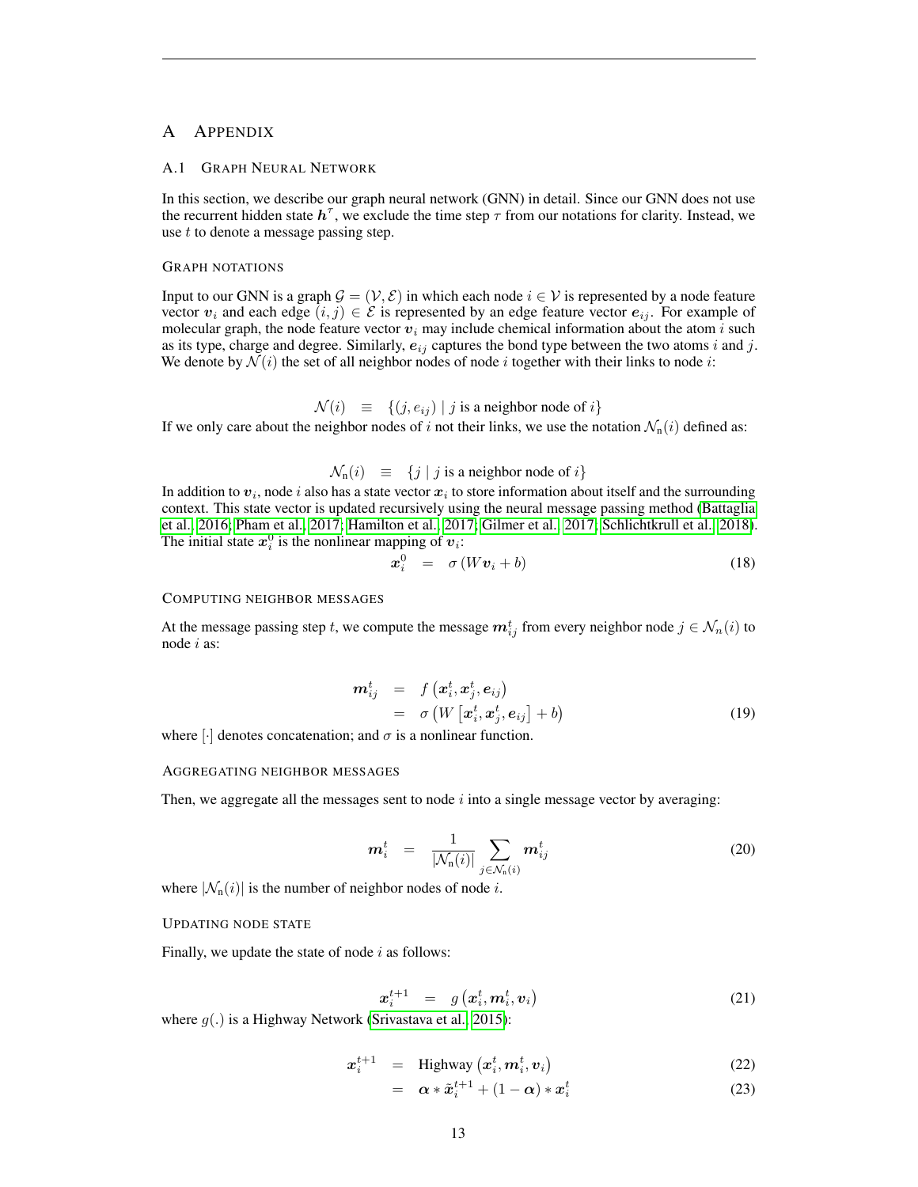# A Appendix

## A.1 Graph Neural Network

In this section, we describe our graph neural network (GNN) in detail. Since our GNN does not use the recurrent hidden state $\boldsymbol{h}^{\tau}$, we exclude the time step $\tau$ from our notations for clarity. Instead, we use $t$ to denote a message passing step.

### Graph notations

Input to our GNN is a graph $\mathcal{G} = (\mathcal{V}, \mathcal{E})$ in which each node $i \in \mathcal{V}$ is represented by a node feature vector $\boldsymbol{v}_i$ and each edge $(i, j) \in \mathcal{E}$ is represented by an edge feature vector $\boldsymbol{e}_{ij}$. For example of molecular graph, the node feature vector $\boldsymbol{v}_i$ may include chemical information about the atom $i$ such as its type, charge and degree. Similarly, $\boldsymbol{e}_{ij}$ captures the bond type between the two atoms $i$ and $j$. We denote by $\mathcal{N}(i)$ the set of all neighbor nodes of node $i$ together with their links to node $i$:

$$\mathcal{N}(i) \equiv \{(j, e_{ij}) \mid j \text{ is a neighbor node of } i\}$$

If we only care about the neighbor nodes of $i$ not their links, we use the notation $\mathcal{N}_{\text{n}}(i)$ defined as:

$$\mathcal{N}_{\text{n}}(i) \equiv \{j \mid j \text{ is a neighbor node of } i\}$$

In addition to $\boldsymbol{v}_i$, node $i$ also has a state vector $\boldsymbol{x}_i$ to store information about itself and the surrounding context. This state vector is updated recursively using the neural message passing method (Battaglia et al., 2016; Pham et al., 2017; Hamilton et al., 2017; Gilmer et al., 2017; Schlichtkrull et al., 2018). The initial state $\boldsymbol{x}_i^0$ is the nonlinear mapping of $\boldsymbol{v}_i$:

$$\boldsymbol{x}_i^0 = \sigma(W\boldsymbol{v}_i + b) \tag{18}$$

### Computing neighbor messages

At the message passing step $t$, we compute the message $\boldsymbol{m}_{ij}^t$ from every neighbor node $j \in \mathcal{N}_n(i)$ to node $i$ as:

$$\begin{aligned} \boldsymbol{m}_{ij}^t &= f\left(\boldsymbol{x}_i^t, \boldsymbol{x}_j^t, \boldsymbol{e}_{ij}\right) \\ &= \sigma\left(W\left[\boldsymbol{x}_i^t, \boldsymbol{x}_j^t, \boldsymbol{e}_{ij}\right] + b\right) \end{aligned} \tag{19}$$

where $[\cdot]$ denotes concatenation; and $\sigma$ is a nonlinear function.

### Aggregating neighbor messages

Then, we aggregate all the messages sent to node $i$ into a single message vector by averaging:

$$\boldsymbol{m}_i^t = \frac{1}{|\mathcal{N}_{\text{n}}(i)|} \sum_{j \in \mathcal{N}_{\text{n}}(i)} \boldsymbol{m}_{ij}^t \tag{20}$$

where $|\mathcal{N}_{\text{n}}(i)|$ is the number of neighbor nodes of node $i$.

### Updating node state

Finally, we update the state of node $i$ as follows:

$$\boldsymbol{x}_i^{t+1} = g\left(\boldsymbol{x}_i^t, \boldsymbol{m}_i^t, \boldsymbol{v}_i\right) \tag{21}$$

where $g(.)$ is a Highway Network (Srivastava et al., 2015):

$$\boldsymbol{x}_i^{t+1} = \text{Highway}\left(\boldsymbol{x}_i^t, \boldsymbol{m}_i^t, \boldsymbol{v}_i\right) \tag{22}$$

$$= \boldsymbol{\alpha} * \tilde{\boldsymbol{x}}_i^{t+1} + (1 - \boldsymbol{\alpha}) * \boldsymbol{x}_i^t \tag{23}$$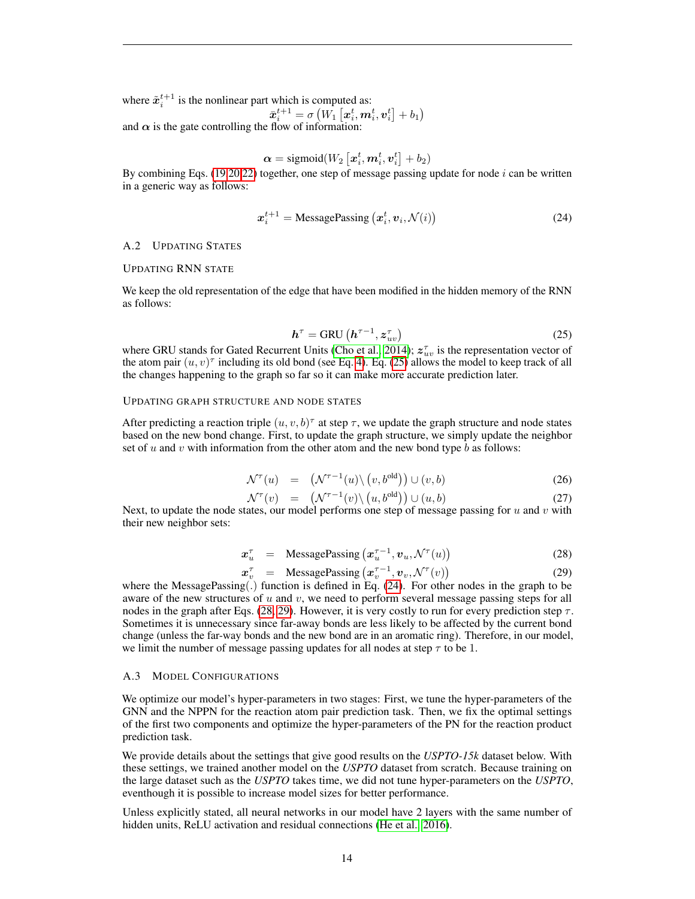where $\tilde{\boldsymbol{x}}_i^{t+1}$ is the nonlinear part which is computed as:

$$\tilde{\boldsymbol{x}}_i^{t+1} = \sigma\left(W_1\left[\boldsymbol{x}_i^t, \boldsymbol{m}_i^t, \boldsymbol{v}_i^t\right] + b_1\right)$$

and $\boldsymbol{\alpha}$ is the gate controlling the flow of information:

$$\boldsymbol{\alpha} = \text{sigmoid}(W_2\left[\boldsymbol{x}_i^t, \boldsymbol{m}_i^t, \boldsymbol{v}_i^t\right] + b_2)$$

By combining Eqs. (19,20,22) together, one step of message passing update for node $i$ can be written in a generic way as follows:

$$\boldsymbol{x}_i^{t+1} = \text{MessagePassing}\left(\boldsymbol{x}_i^t, \boldsymbol{v}_i, \mathcal{N}(i)\right) \tag{24}$$

### A.2 Updating States

#### Updating RNN state

We keep the old representation of the edge that have been modified in the hidden memory of the RNN as follows:

$$\boldsymbol{h}^\tau = \text{GRU}\left(\boldsymbol{h}^{\tau-1}, \boldsymbol{z}_{uv}^\tau\right) \tag{25}$$

where GRU stands for Gated Recurrent Units (Cho et al., 2014); $\boldsymbol{z}_{uv}^\tau$ is the representation vector of the atom pair $(u, v)^\tau$ including its old bond (see Eq. 4). Eq. (25) allows the model to keep track of all the changes happening to the graph so far so it can make more accurate prediction later.

#### Updating graph structure and node states

After predicting a reaction triple $(u, v, b)^\tau$ at step $\tau$, we update the graph structure and node states based on the new bond change. First, to update the graph structure, we simply update the neighbor set of $u$ and $v$ with information from the other atom and the new bond type $b$ as follows:

$$\mathcal{N}^\tau(u) = \left(\mathcal{N}^{\tau-1}(u) \backslash \left(v, b^{\text{old}}\right)\right) \cup (v, b) \tag{26}$$

$$\mathcal{N}^\tau(v) = \left(\mathcal{N}^{\tau-1}(v) \backslash \left(u, b^{\text{old}}\right)\right) \cup (u, b) \tag{27}$$

Next, to update the node states, our model performs one step of message passing for $u$ and $v$ with their new neighbor sets:

$$\boldsymbol{x}_u^\tau = \text{MessagePassing}\left(\boldsymbol{x}_u^{\tau-1}, \boldsymbol{v}_u, \mathcal{N}^\tau(u)\right) \tag{28}$$

$$\boldsymbol{x}_v^\tau = \text{MessagePassing}\left(\boldsymbol{x}_v^{\tau-1}, \boldsymbol{v}_v, \mathcal{N}^\tau(v)\right) \tag{29}$$

where the MessagePassing(.) function is defined in Eq. (24). For other nodes in the graph to be aware of the new structures of $u$ and $v$, we need to perform several message passing steps for all nodes in the graph after Eqs. (28, 29). However, it is very costly to run for every prediction step $\tau$. Sometimes it is unnecessary since far-away bonds are less likely to be affected by the current bond change (unless the far-way bonds and the new bond are in an aromatic ring). Therefore, in our model, we limit the number of message passing updates for all nodes at step $\tau$ to be 1.

### A.3 Model Configurations

We optimize our model's hyper-parameters in two stages: First, we tune the hyper-parameters of the GNN and the NPPN for the reaction atom pair prediction task. Then, we fix the optimal settings of the first two components and optimize the hyper-parameters of the PN for the reaction product prediction task.

We provide details about the settings that give good results on the *USPTO-15k* dataset below. With these settings, we trained another model on the *USPTO* dataset from scratch. Because training on the large dataset such as the *USPTO* takes time, we did not tune hyper-parameters on the *USPTO*, eventhough it is possible to increase model sizes for better performance.

Unless explicitly stated, all neural networks in our model have 2 layers with the same number of hidden units, ReLU activation and residual connections (He et al., 2016).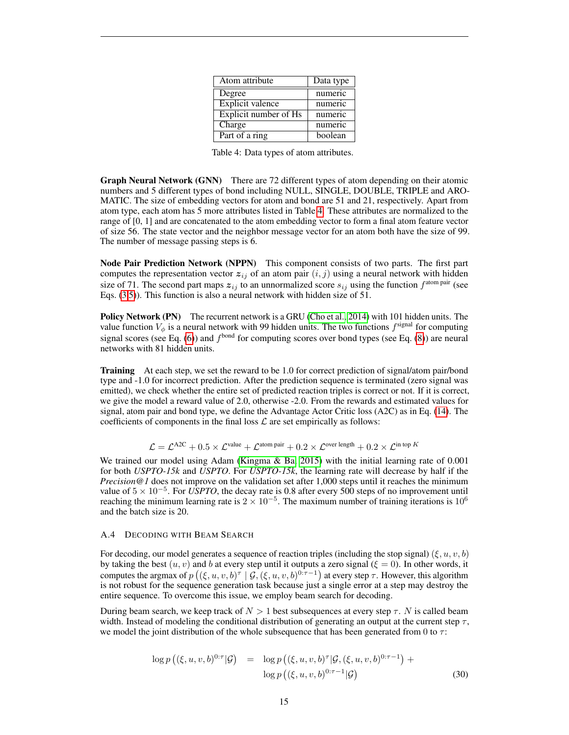| Atom attribute | Data type |
|---|---|
| Degree | numeric |
| Explicit valence | numeric |
| Explicit number of Hs | numeric |
| Charge | numeric |
| Part of a ring | boolean |

Table 4: Data types of atom attributes.

**Graph Neural Network (GNN)** There are 72 different types of atom depending on their atomic numbers and 5 different types of bond including NULL, SINGLE, DOUBLE, TRIPLE and AROMATIC. The size of embedding vectors for atom and bond are 51 and 21, respectively. Apart from atom type, each atom has 5 more attributes listed in Table 4. These attributes are normalized to the range of [0, 1] and are concatenated to the atom embedding vector to form a final atom feature vector of size 56. The state vector and the neighbor message vector for an atom both have the size of 99. The number of message passing steps is 6.

**Node Pair Prediction Network (NPPN)** This component consists of two parts. The first part computes the representation vector $\boldsymbol{z}_{ij}$ of an atom pair $(i, j)$ using a neural network with hidden size of 71. The second part maps $\boldsymbol{z}_{ij}$ to an unnormalized score $s_{ij}$ using the function $f^{\text{atom pair}}$ (see Eqs. (3-5)). This function is also a neural network with hidden size of 51.

**Policy Network (PN)** The recurrent network is a GRU (Cho et al., 2014) with 101 hidden units. The value function $V_\phi$ is a neural network with 99 hidden units. The two functions $f^{\text{signal}}$ for computing signal scores (see Eq. (6)) and $f^{\text{bond}}$ for computing scores over bond types (see Eq. (8)) are neural networks with 81 hidden units.

**Training** At each step, we set the reward to be 1.0 for correct prediction of signal/atom pair/bond type and -1.0 for incorrect prediction. After the prediction sequence is terminated (zero signal was emitted), we check whether the entire set of predicted reaction triples is correct or not. If it is correct, we give the model a reward value of 2.0, otherwise -2.0. From the rewards and estimated values for signal, atom pair and bond type, we define the Advantage Actor Critic loss (A2C) as in Eq. (14). The coefficients of components in the final loss $\mathcal{L}$ are set empirically as follows:

$$\mathcal{L} = \mathcal{L}^{\text{A2C}} + 0.5 \times \mathcal{L}^{\text{value}} + \mathcal{L}^{\text{atom pair}} + 0.2 \times \mathcal{L}^{\text{over length}} + 0.2 \times \mathcal{L}^{\text{in top } K}$$

We trained our model using Adam (Kingma & Ba, 2015) with the initial learning rate of 0.001 for both *USPTO-15k* and *USPTO*. For *USPTO-15k*, the learning rate will decrease by half if the *Precision@1* does not improve on the validation set after 1,000 steps until it reaches the minimum value of $5 \times 10^{-5}$. For *USPTO*, the decay rate is 0.8 after every 500 steps of no improvement until reaching the minimum learning rate is $2 \times 10^{-5}$. The maximum number of training iterations is $10^6$ and the batch size is 20.

### A.4 Decoding with Beam Search

For decoding, our model generates a sequence of reaction triples (including the stop signal) $(\xi, u, v, b)$ by taking the best $(u, v)$ and $b$ at every step until it outputs a zero signal ($\xi = 0$). In other words, it computes the argmax of $p\left((\xi, u, v, b)^{\tau} \mid \mathcal{G}, (\xi, u, v, b)^{0:\tau-1}\right)$ at every step $\tau$. However, this algorithm is not robust for the sequence generation task because just a single error at a step may destroy the entire sequence. To overcome this issue, we employ beam search for decoding.

During beam search, we keep track of $N > 1$ best subsequences at every step $\tau$. $N$ is called beam width. Instead of modeling the conditional distribution of generating an output at the current step $\tau$, we model the joint distribution of the whole subsequence that has been generated from 0 to $\tau$:

$$\begin{aligned} \log p\left((\xi, u, v, b)^{0:\tau} | \mathcal{G}\right) \quad = \quad & \log p\left((\xi, u, v, b)^{\tau} | \mathcal{G}, (\xi, u, v, b)^{0:\tau-1}\right) + \\ & \log p\left((\xi, u, v, b)^{0:\tau-1} | \mathcal{G}\right) \end{aligned} \tag{30}$$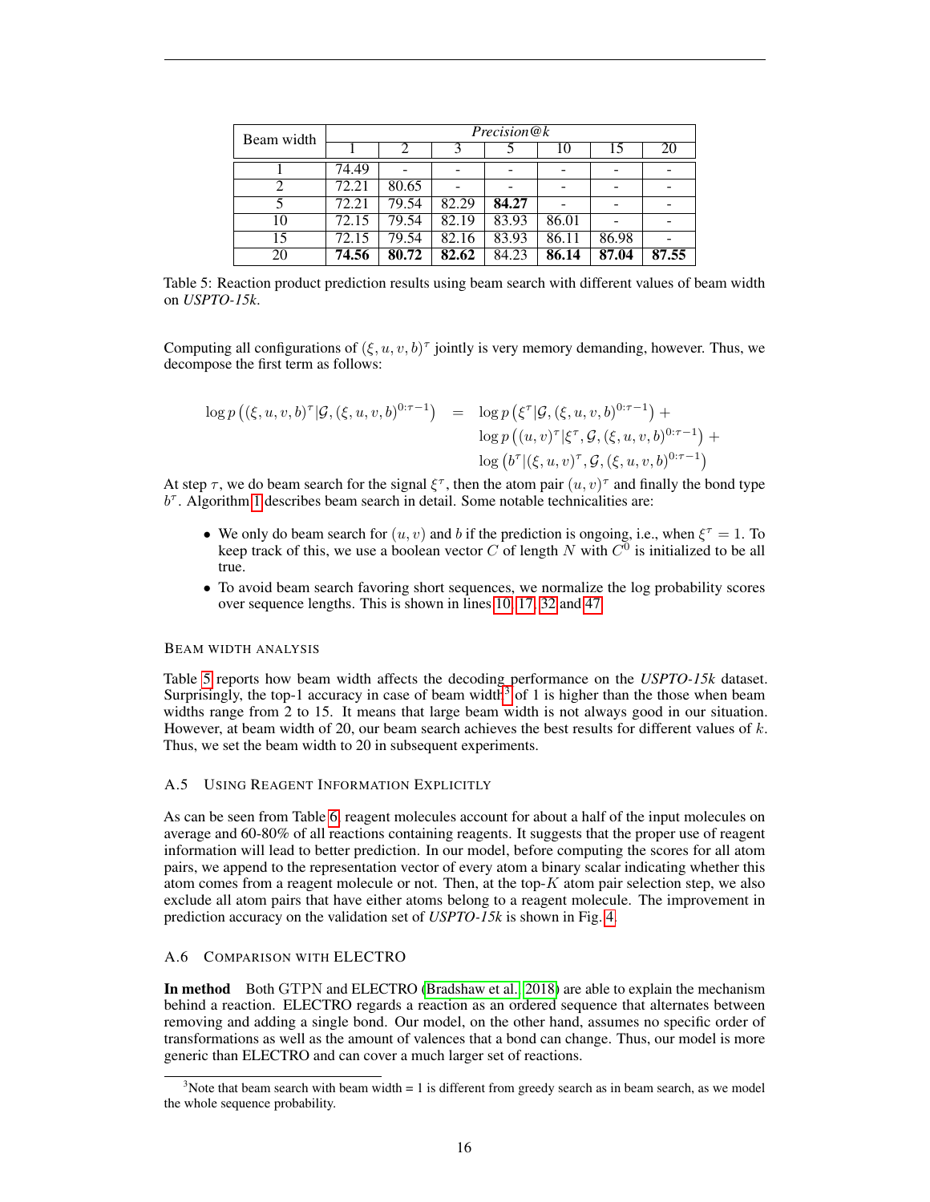| Beam width | *Precision@k* | | | | | | |
|---|---|---|---|---|---|---|---|
| | 1 | 2 | 3 | 5 | 10 | 15 | 20 |
| 1 | 74.49 | - | - | - | - | - | - |
| 2 | 72.21 | 80.65 | - | - | - | - | - |
| 5 | 72.21 | 79.54 | 82.29 | **84.27** | - | - | - |
| 10 | 72.15 | 79.54 | 82.19 | 83.93 | 86.01 | - | - |
| 15 | 72.15 | 79.54 | 82.16 | 83.93 | 86.11 | 86.98 | - |
| 20 | **74.56** | **80.72** | **82.62** | 84.23 | **86.14** | **87.04** | **87.55** |

Table 5: Reaction product prediction results using beam search with different values of beam width on *USPTO-15k*.

Computing all configurations of $(\xi, u, v, b)^\tau$ jointly is very memory demanding, however. Thus, we decompose the first term as follows:

$$
\begin{aligned}
\log p\left((\xi, u, v, b)^\tau | \mathcal{G}, (\xi, u, v, b)^{0:\tau-1}\right) \quad = \quad & \log p\left(\xi^\tau | \mathcal{G}, (\xi, u, v, b)^{0:\tau-1}\right) + \\
& \log p\left((u, v)^\tau | \xi^\tau, \mathcal{G}, (\xi, u, v, b)^{0:\tau-1}\right) + \\
& \log \left(b^\tau | (\xi, u, v)^\tau, \mathcal{G}, (\xi, u, v, b)^{0:\tau-1}\right)
\end{aligned}
$$

At step $\tau$, we do beam search for the signal $\xi^\tau$, then the atom pair $(u, v)^\tau$ and finally the bond type $b^\tau$. Algorithm 1 describes beam search in detail. Some notable technicalities are:

- We only do beam search for $(u, v)$ and $b$ if the prediction is ongoing, i.e., when $\xi^\tau = 1$. To keep track of this, we use a boolean vector $C$ of length $N$ with $C^0$ is initialized to be all true.
- To avoid beam search favoring short sequences, we normalize the log probability scores over sequence lengths. This is shown in lines 10, 17, 32 and 47.

### Beam width analysis

Table 5 reports how beam width affects the decoding performance on the *USPTO-15k* dataset. Surprisingly, the top-1 accuracy in case of beam width[3] of 1 is higher than the those when beam widths range from 2 to 15. It means that large beam width is not always good in our situation. However, at beam width of 20, our beam search achieves the best results for different values of $k$. Thus, we set the beam width to 20 in subsequent experiments.

## A.5 Using Reagent Information Explicitly

As can be seen from Table 6, reagent molecules account for about a half of the input molecules on average and 60-80% of all reactions containing reagents. It suggests that the proper use of reagent information will lead to better prediction. In our model, before computing the scores for all atom pairs, we append to the representation vector of every atom a binary scalar indicating whether this atom comes from a reagent molecule or not. Then, at the top-$K$ atom pair selection step, we also exclude all atom pairs that have either atoms belong to a reagent molecule. The improvement in prediction accuracy on the validation set of *USPTO-15k* is shown in Fig. 4.

## A.6 Comparison with ELECTRO

**In method** Both GTPN and ELECTRO (Bradshaw et al., 2018) are able to explain the mechanism behind a reaction. ELECTRO regards a reaction as an ordered sequence that alternates between removing and adding a single bond. Our model, on the other hand, assumes no specific order of transformations as well as the amount of valences that a bond can change. Thus, our model is more generic than ELECTRO and can cover a much larger set of reactions.

[3] Note that beam search with beam width = 1 is different from greedy search as in beam search, as we model the whole sequence probability.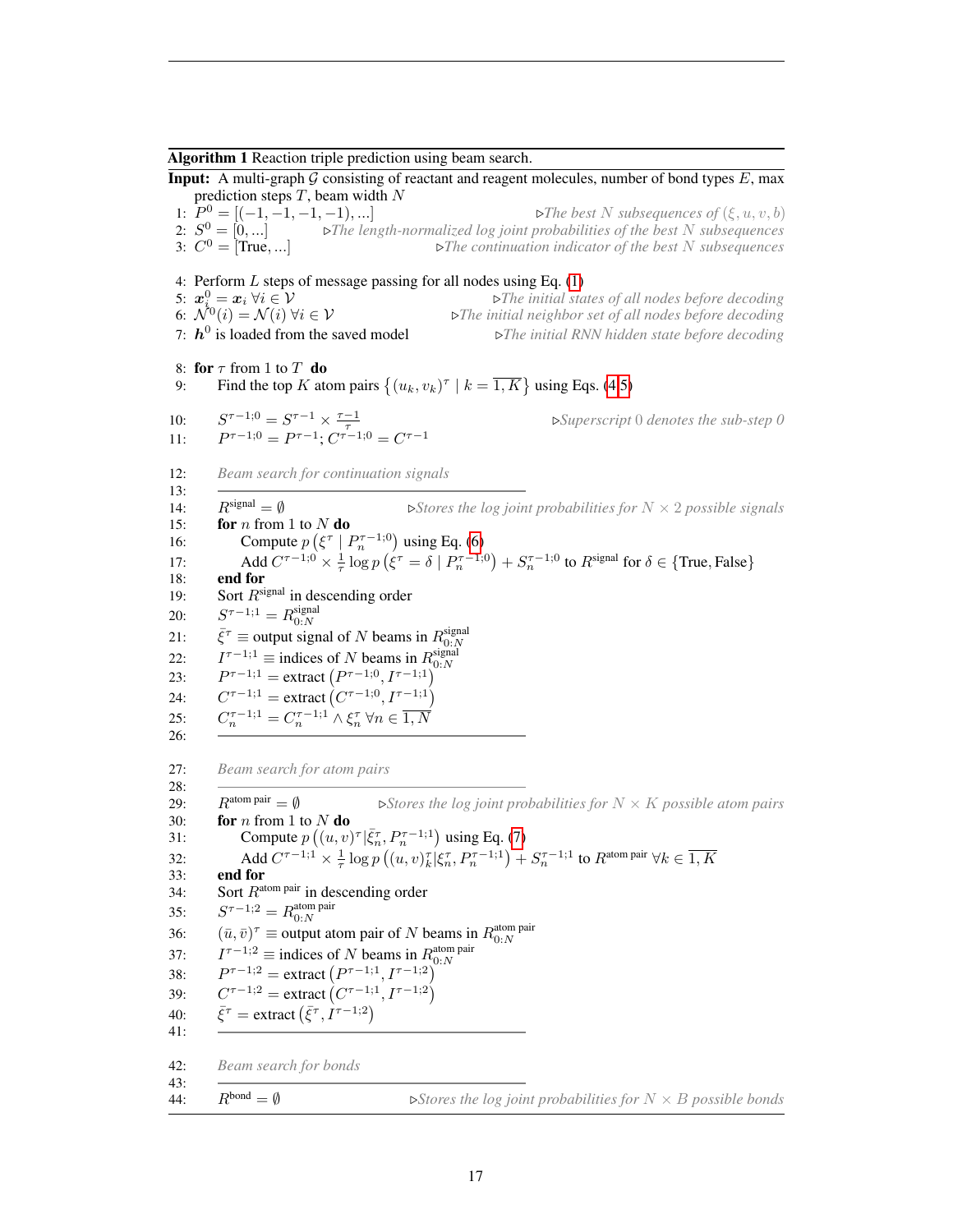**Algorithm 1** Reaction triple prediction using beam search.

**Input:** A multi-graph $\mathcal{G}$ consisting of reactant and reagent molecules, number of bond types $E$, max prediction steps $T$, beam width $N$

1: $P^0 = [(-1, -1, -1, -1), ...]$ ▷ *The best $N$ subsequences of $(\xi, u, v, b)$*
2: $S^0 = [0, ...]$ ▷ *The length-normalized log joint probabilities of the best $N$ subsequences*
3: $C^0 = [\text{True}, ...]$ ▷ *The continuation indicator of the best $N$ subsequences*

4: Perform $L$ steps of message passing for all nodes using Eq. (1)
5: $\boldsymbol{x}_i^0 = \boldsymbol{x}_i \ \forall i \in \mathcal{V}$ ▷ *The initial states of all nodes before decoding*
6: $\mathcal{N}^0(i) = \mathcal{N}(i) \ \forall i \in \mathcal{V}$ ▷ *The initial neighbor set of all nodes before decoding*
7: $\boldsymbol{h}^0$ is loaded from the saved model ▷ *The initial RNN hidden state before decoding*

8: **for** $\tau$ from 1 to $T$ **do**
9: Find the top $K$ atom pairs $\left\{(u_k, v_k)^\tau \mid k = \overline{1, K}\right\}$ using Eqs. (4,5)

10: $S^{\tau-1;0} = S^{\tau-1} \times \frac{\tau-1}{\tau}$ ▷ *Superscript 0 denotes the sub-step 0*
11: $P^{\tau-1;0} = P^{\tau-1}$; $C^{\tau-1;0} = C^{\tau-1}$

12: *Beam search for continuation signals*
13: ---
14: $R^{\text{signal}} = \emptyset$ ▷ *Stores the log joint probabilities for $N \times 2$ possible signals*
15: **for** $n$ from 1 to $N$ **do**
16: Compute $p\left(\xi^\tau \mid P_n^{\tau-1;0}\right)$ using Eq. (6)
17: Add $C^{\tau-1;0} \times \frac{1}{\tau} \log p\left(\xi^\tau = \delta \mid P_n^{\tau-1;0}\right) + S_n^{\tau-1;0}$ to $R^{\text{signal}}$ for $\delta \in \{\text{True}, \text{False}\}$
18: **end for**
19: Sort $R^{\text{signal}}$ in descending order
20: $S^{\tau-1;1} = R^{\text{signal}}_{0:N}$
21: $\bar{\xi}^\tau \equiv$ output signal of $N$ beams in $R^{\text{signal}}_{0:N}$
22: $I^{\tau-1;1} \equiv$ indices of $N$ beams in $R^{\text{signal}}_{0:N}$
23: $P^{\tau-1;1} = \text{extract}\left(P^{\tau-1;0}, I^{\tau-1;1}\right)$
24: $C^{\tau-1;1} = \text{extract}\left(C^{\tau-1;0}, I^{\tau-1;1}\right)$
25: $C_n^{\tau-1;1} = C_n^{\tau-1;1} \wedge \xi_n^\tau \ \forall n \in \overline{1, N}$
26: ---

27: *Beam search for atom pairs*
28: ---
29: $R^{\text{atom pair}} = \emptyset$ ▷ *Stores the log joint probabilities for $N \times K$ possible atom pairs*
30: **for** $n$ from 1 to $N$ **do**
31: Compute $p\left((u, v)^\tau \mid \bar{\xi}_n^\tau, P_n^{\tau-1;1}\right)$ using Eq. (7)
32: Add $C^{\tau-1;1} \times \frac{1}{\tau} \log p\left((u, v)_k^\tau \mid \xi_n^\tau, P_n^{\tau-1;1}\right) + S_n^{\tau-1;1}$ to $R^{\text{atom pair}}$ $\forall k \in \overline{1, K}$
33: **end for**
34: Sort $R^{\text{atom pair}}$ in descending order
35: $S^{\tau-1;2} = R^{\text{atom pair}}_{0:N}$
36: $(\bar{u}, \bar{v})^\tau \equiv$ output atom pair of $N$ beams in $R^{\text{atom pair}}_{0:N}$
37: $I^{\tau-1;2} \equiv$ indices of $N$ beams in $R^{\text{atom pair}}_{0:N}$
38: $P^{\tau-1;2} = \text{extract}\left(P^{\tau-1;1}, I^{\tau-1;2}\right)$
39: $C^{\tau-1;2} = \text{extract}\left(C^{\tau-1;1}, I^{\tau-1;2}\right)$
40: $\bar{\xi}^\tau = \text{extract}\left(\bar{\xi}^\tau, I^{\tau-1;2}\right)$
41: ---

42: *Beam search for bonds*
43: ---
44: $R^{\text{bond}} = \emptyset$ ▷ *Stores the log joint probabilities for $N \times B$ possible bonds*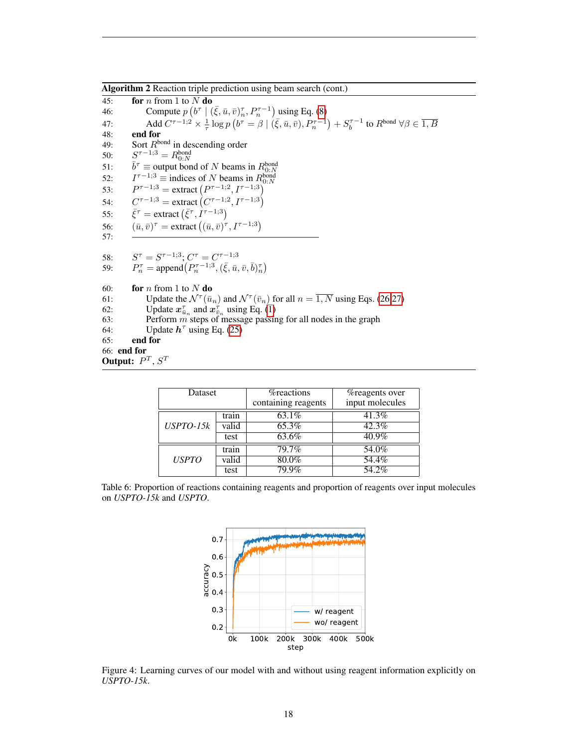**Algorithm 2** Reaction triple prediction using beam search (cont.)

```
45:   for n from 1 to N do
46:       Compute p(b^τ | (ξ̄, ū, v̄)^τ_n, P^{τ-1}_n) using Eq. (8)
47:       Add C^{τ-1;2} × (1/τ) log p(b^τ = β | (ξ̄, ū, v̄), P^{τ-1}_n) + S^{τ-1}_b to R^bond ∀β ∈ 1,B
48:   end for
49:   Sort R^bond in descending order
50:   S^{τ-1;3} = R^bond_{0:N}
51:   b̄^τ ≡ output bond of N beams in R^bond_{0:N}
52:   I^{τ-1;3} ≡ indices of N beams in R^bond_{0:N}
53:   P^{τ-1;3} = extract(P^{τ-1;2}, I^{τ-1;3})
54:   C^{τ-1;3} = extract(C^{τ-1;2}, I^{τ-1;3})
55:   ξ̄^τ = extract(ξ̄^τ, I^{τ-1;3})
56:   (ū, v̄)^τ = extract((ū, v̄)^τ, I^{τ-1;3})
57:   ________________________________________

58:   S^τ = S^{τ-1;3}; C^τ = C^{τ-1;3}
59:   P^τ_n = append(P^{τ-1;3}_n, (ξ̄, ū, v̄, b̄)^τ_n)

60:   for n from 1 to N do
61:       Update the N^τ(ū_n) and N^τ(v̄_n) for all n = 1,N using Eqs. (26,27)
62:       Update x^τ_{ū_n} and x^τ_{v̄_n} using Eq. (1)
63:       Perform m steps of message passing for all nodes in the graph
64:       Update h^τ using Eq. (25)
65:   end for
66: end for
Output: P^T, S^T
```

| Dataset | | %reactions containing reagents | %reagents over input molecules |
|---|---|---|---|
| *USPTO-15k* | train | 63.1% | 41.3% |
| | valid | 65.3% | 42.3% |
| | test | 63.6% | 40.9% |
| *USPTO* | train | 79.7% | 54.0% |
| | valid | 80.0% | 54.4% |
| | test | 79.9% | 54.2% |

Table 6: Proportion of reactions containing reagents and proportion of reagents over input molecules on *USPTO-15k* and *USPTO*.

Figure 4: Learning curves of our model with and without using reagent information explicitly on *USPTO-15k*.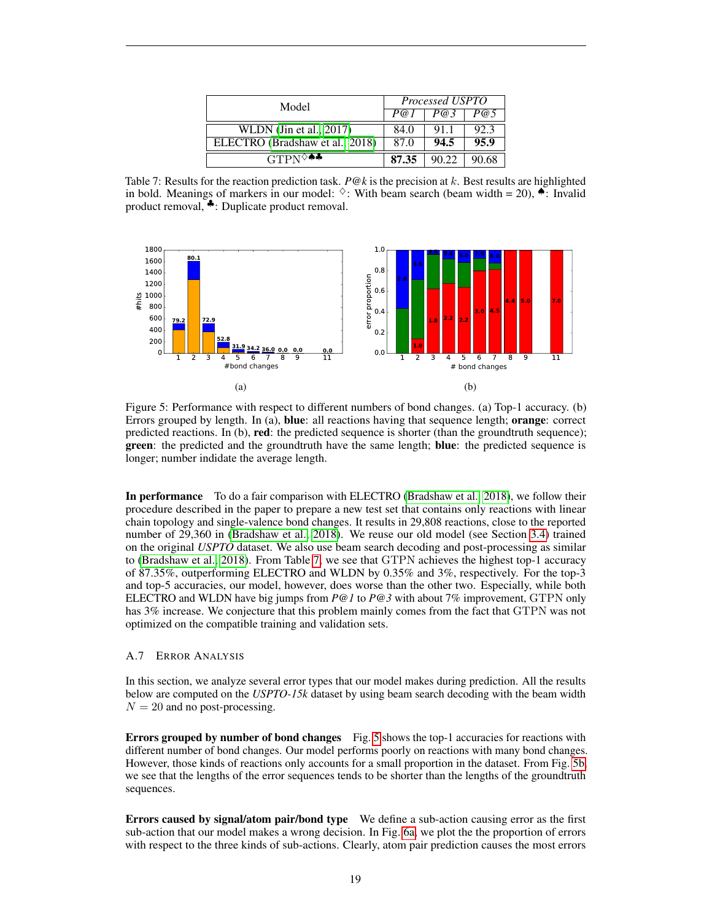| Model | *Processed USPTO* | | |
|---|---|---|---|
| | *P@1* | *P@3* | *P@5* |
| WLDN (Jin et al., 2017) | 84.0 | 91.1 | 92.3 |
| ELECTRO (Bradshaw et al., 2018) | 87.0 | **94.5** | **95.9** |
| GTPN$^{\diamondsuit\spadesuit\clubsuit}$ | **87.35** | 90.22 | 90.68 |

Table 7: Results for the reaction prediction task. *P@k* is the precision at $k$. Best results are highlighted in bold. Meanings of markers in our model: $\diamondsuit$: With beam search (beam width = 20), $\spadesuit$: Invalid product removal, $\clubsuit$: Duplicate product removal.

Figure 5: Performance with respect to different numbers of bond changes. (a) Top-1 accuracy. (b) Errors grouped by length. In (a), **blue**: all reactions having that sequence length; **orange**: correct predicted reactions. In (b), **red**: the predicted sequence is shorter (than the groundtruth sequence); **green**: the predicted and the groundtruth have the same length; **blue**: the predicted sequence is longer; number indidate the average length.

**In performance** To do a fair comparison with ELECTRO (Bradshaw et al., 2018), we follow their procedure described in the paper to prepare a new test set that contains only reactions with linear chain topology and single-valence bond changes. It results in 29,808 reactions, close to the reported number of 29,360 in (Bradshaw et al., 2018). We reuse our old model (see Section 3.4) trained on the original *USPTO* dataset. We also use beam search decoding and post-processing as similar to (Bradshaw et al., 2018). From Table 7, we see that GTPN achieves the highest top-1 accuracy of 87.35%, outperforming ELECTRO and WLDN by 0.35% and 3%, respectively. For the top-3 and top-5 accuracies, our model, however, does worse than the other two. Especially, while both ELECTRO and WLDN have big jumps from *P@1* to *P@3* with about 7% improvement, GTPN only has 3% increase. We conjecture that this problem mainly comes from the fact that GTPN was not optimized on the compatible training and validation sets.

### A.7 Error Analysis

In this section, we analyze several error types that our model makes during prediction. All the results below are computed on the *USPTO-15k* dataset by using beam search decoding with the beam width $N = 20$ and no post-processing.

**Errors grouped by number of bond changes** Fig. 5 shows the top-1 accuracies for reactions with different number of bond changes. Our model performs poorly on reactions with many bond changes. However, those kinds of reactions only accounts for a small proportion in the dataset. From Fig. 5b, we see that the lengths of the error sequences tends to be shorter than the lengths of the groundtruth sequences.

**Errors caused by signal/atom pair/bond type** We define a sub-action causing error as the first sub-action that our model makes a wrong decision. In Fig. 6a, we plot the the proportion of errors with respect to the three kinds of sub-actions. Clearly, atom pair prediction causes the most errors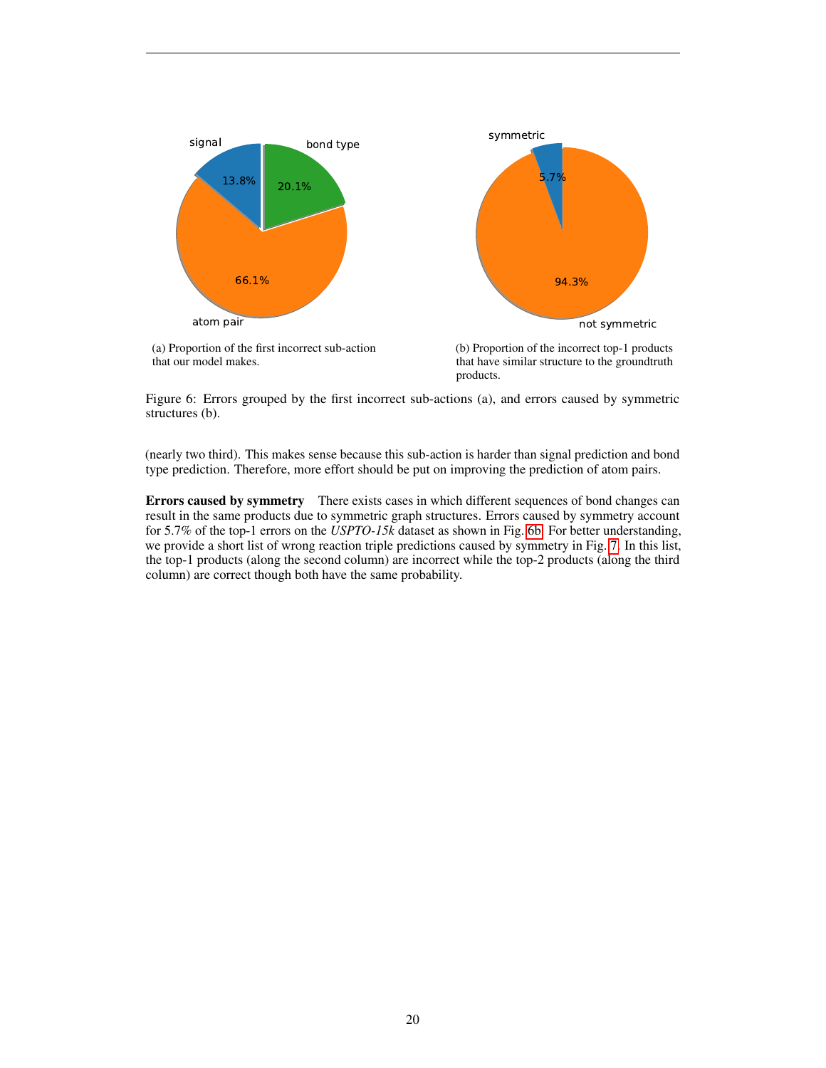(a) Proportion of the first incorrect sub-action that our model makes.

(b) Proportion of the incorrect top-1 products that have similar structure to the groundtruth products.

Figure 6: Errors grouped by the first incorrect sub-actions (a), and errors caused by symmetric structures (b).

(nearly two third). This makes sense because this sub-action is harder than signal prediction and bond type prediction. Therefore, more effort should be put on improving the prediction of atom pairs.

**Errors caused by symmetry** There exists cases in which different sequences of bond changes can result in the same products due to symmetric graph structures. Errors caused by symmetry account for 5.7% of the top-1 errors on the *USPTO-15k* dataset as shown in Fig. 6b. For better understanding, we provide a short list of wrong reaction triple predictions caused by symmetry in Fig. 7. In this list, the top-1 products (along the second column) are incorrect while the top-2 products (along the third column) are correct though both have the same probability.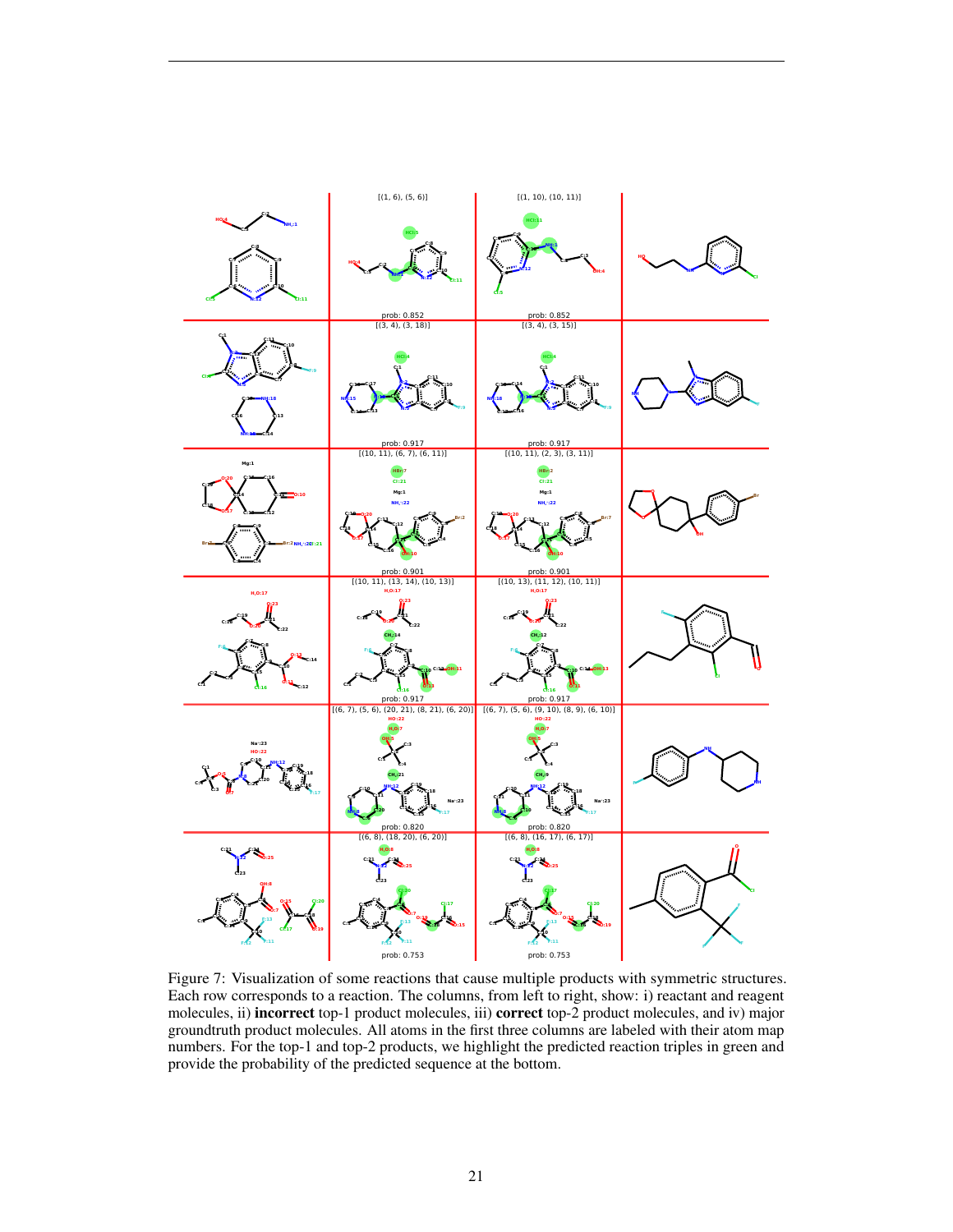[(1, 6), (5, 6)]

[(1, 10), (10, 11)]

prob: 0.852

prob: 0.852

[(3, 4), (3, 18)]

[(3, 4), (3, 15)]

prob: 0.917

prob: 0.917

[(10, 11), (6, 7), (6, 11)]

[(10, 11), (2, 3), (3, 11)]

prob: 0.901

prob: 0.901

[(10, 11), (13, 14), (10, 13)]

[(10, 13), (11, 12), (10, 11)]

prob: 0.917

prob: 0.917

[(6, 7), (5, 6), (20, 21), (8, 21), (6, 20)]

[(6, 7), (5, 6), (9, 10), (8, 9), (6, 10)]

prob: 0.820

prob: 0.820

[(6, 8), (18, 20), (6, 20)]

[(6, 8), (16, 17), (6, 17)]

prob: 0.753

prob: 0.753

Figure 7: Visualization of some reactions that cause multiple products with symmetric structures. Each row corresponds to a reaction. The columns, from left to right, show: i) reactant and reagent molecules, ii) **incorrect** top-1 product molecules, iii) **correct** top-2 product molecules, and iv) major groundtruth product molecules. All atoms in the first three columns are labeled with their atom map numbers. For the top-1 and top-2 products, we highlight the predicted reaction triples in green and provide the probability of the predicted sequence at the bottom.